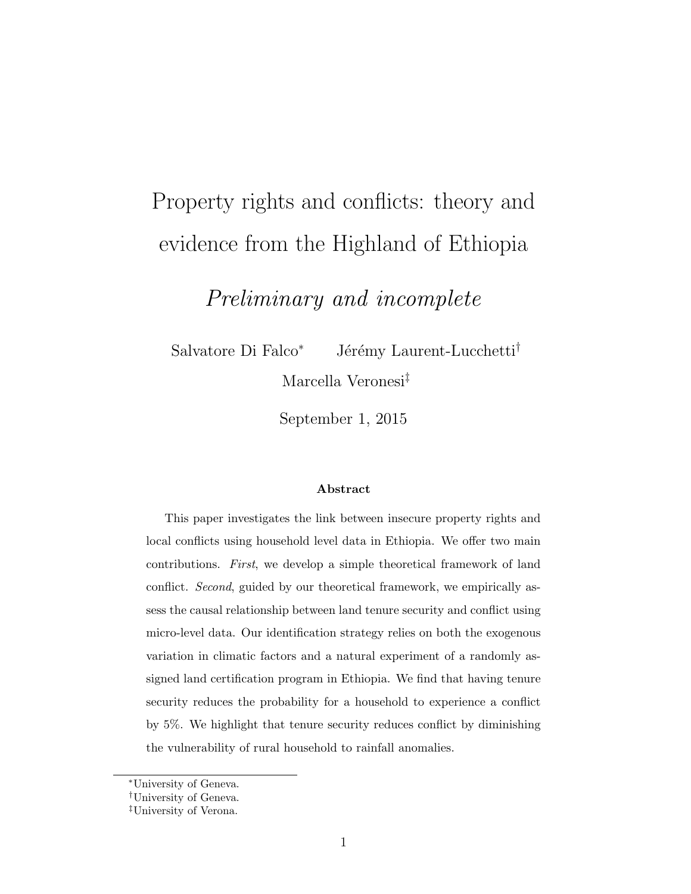# Property rights and conflicts: theory and evidence from the Highland of Ethiopia

## *Preliminary and incomplete*

Salvatore Di Falco[*] Jérémy Laurent-Lucchetti[†]

Marcella Veronesi[‡]

September 1, 2015

### Abstract

This paper investigates the link between insecure property rights and local conflicts using household level data in Ethiopia. We offer two main contributions. *First*, we develop a simple theoretical framework of land conflict. *Second*, guided by our theoretical framework, we empirically assess the causal relationship between land tenure security and conflict using micro-level data. Our identification strategy relies on both the exogenous variation in climatic factors and a natural experiment of a randomly assigned land certification program in Ethiopia. We find that having tenure security reduces the probability for a household to experience a conflict by 5%. We highlight that tenure security reduces conflict by diminishing the vulnerability of rural household to rainfall anomalies.

---

[*] University of Geneva.

[†] University of Geneva.

[‡] University of Verona.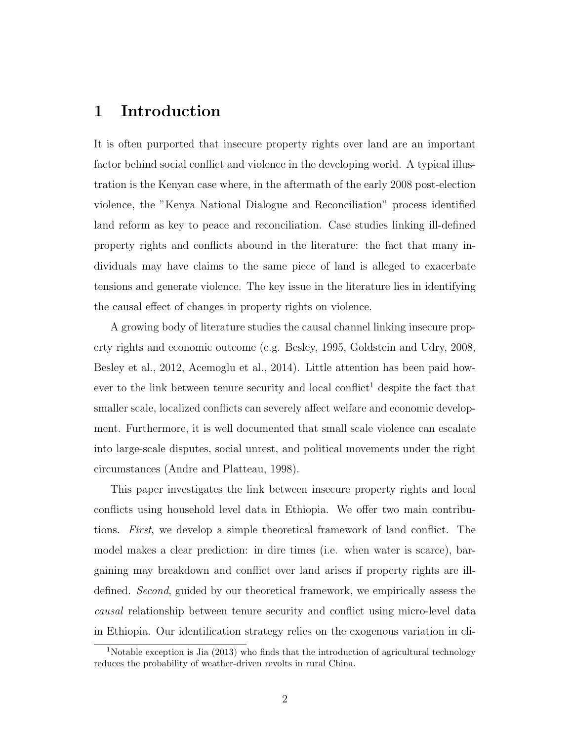# 1 Introduction

It is often purported that insecure property rights over land are an important factor behind social conflict and violence in the developing world. A typical illustration is the Kenyan case where, in the aftermath of the early 2008 post-election violence, the "Kenya National Dialogue and Reconciliation" process identified land reform as key to peace and reconciliation. Case studies linking ill-defined property rights and conflicts abound in the literature: the fact that many individuals may have claims to the same piece of land is alleged to exacerbate tensions and generate violence. The key issue in the literature lies in identifying the causal effect of changes in property rights on violence.

A growing body of literature studies the causal channel linking insecure property rights and economic outcome (e.g. Besley, 1995, Goldstein and Udry, 2008, Besley et al., 2012, Acemoglu et al., 2014). Little attention has been paid however to the link between tenure security and local conflict[1] despite the fact that smaller scale, localized conflicts can severely affect welfare and economic development. Furthermore, it is well documented that small scale violence can escalate into large-scale disputes, social unrest, and political movements under the right circumstances (Andre and Platteau, 1998).

This paper investigates the link between insecure property rights and local conflicts using household level data in Ethiopia. We offer two main contributions. *First*, we develop a simple theoretical framework of land conflict. The model makes a clear prediction: in dire times (i.e. when water is scarce), bargaining may breakdown and conflict over land arises if property rights are ill-defined. *Second*, guided by our theoretical framework, we empirically assess the *causal* relationship between tenure security and conflict using micro-level data in Ethiopia. Our identification strategy relies on the exogenous variation in cli-

[1] Notable exception is Jia (2013) who finds that the introduction of agricultural technology reduces the probability of weather-driven revolts in rural China.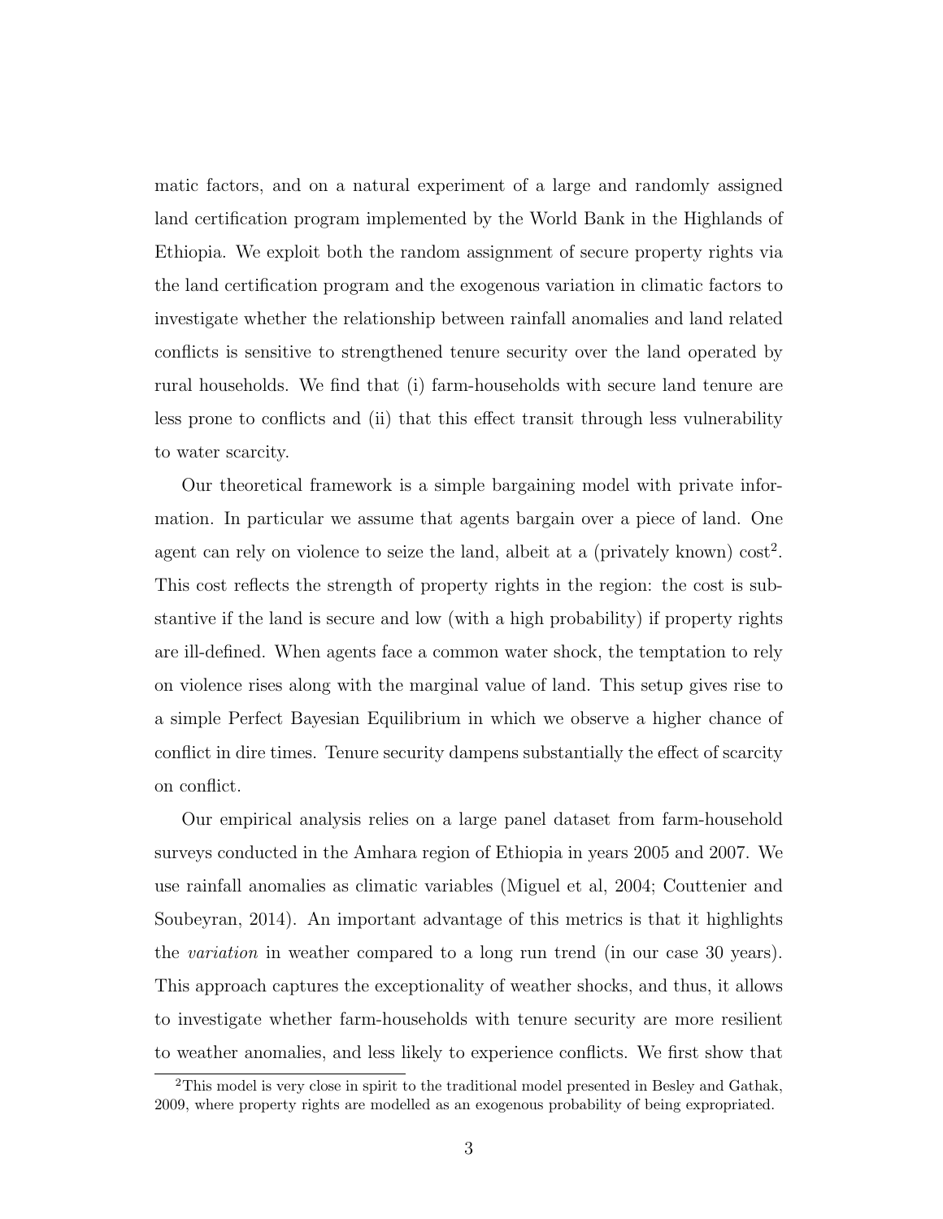matic factors, and on a natural experiment of a large and randomly assigned land certification program implemented by the World Bank in the Highlands of Ethiopia. We exploit both the random assignment of secure property rights via the land certification program and the exogenous variation in climatic factors to investigate whether the relationship between rainfall anomalies and land related conflicts is sensitive to strengthened tenure security over the land operated by rural households. We find that (i) farm-households with secure land tenure are less prone to conflicts and (ii) that this effect transit through less vulnerability to water scarcity.

Our theoretical framework is a simple bargaining model with private information. In particular we assume that agents bargain over a piece of land. One agent can rely on violence to seize the land, albeit at a (privately known) cost[2]. This cost reflects the strength of property rights in the region: the cost is substantive if the land is secure and low (with a high probability) if property rights are ill-defined. When agents face a common water shock, the temptation to rely on violence rises along with the marginal value of land. This setup gives rise to a simple Perfect Bayesian Equilibrium in which we observe a higher chance of conflict in dire times. Tenure security dampens substantially the effect of scarcity on conflict.

Our empirical analysis relies on a large panel dataset from farm-household surveys conducted in the Amhara region of Ethiopia in years 2005 and 2007. We use rainfall anomalies as climatic variables (Miguel et al, 2004; Couttenier and Soubeyran, 2014). An important advantage of this metrics is that it highlights the *variation* in weather compared to a long run trend (in our case 30 years). This approach captures the exceptionality of weather shocks, and thus, it allows to investigate whether farm-households with tenure security are more resilient to weather anomalies, and less likely to experience conflicts. We first show that

[2]This model is very close in spirit to the traditional model presented in Besley and Gathak, 2009, where property rights are modelled as an exogenous probability of being expropriated.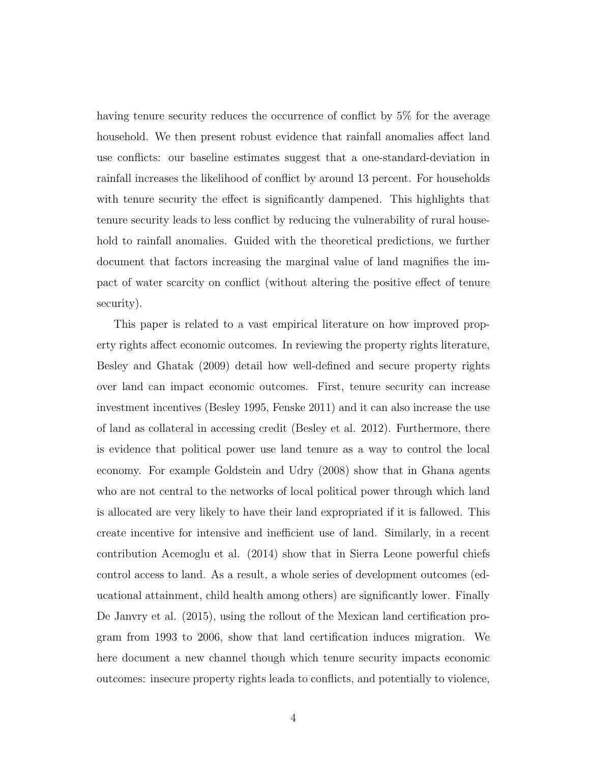having tenure security reduces the occurrence of conflict by 5% for the average household. We then present robust evidence that rainfall anomalies affect land use conflicts: our baseline estimates suggest that a one-standard-deviation in rainfall increases the likelihood of conflict by around 13 percent. For households with tenure security the effect is significantly dampened. This highlights that tenure security leads to less conflict by reducing the vulnerability of rural household to rainfall anomalies. Guided with the theoretical predictions, we further document that factors increasing the marginal value of land magnifies the impact of water scarcity on conflict (without altering the positive effect of tenure security).

This paper is related to a vast empirical literature on how improved property rights affect economic outcomes. In reviewing the property rights literature, Besley and Ghatak (2009) detail how well-defined and secure property rights over land can impact economic outcomes. First, tenure security can increase investment incentives (Besley 1995, Fenske 2011) and it can also increase the use of land as collateral in accessing credit (Besley et al. 2012). Furthermore, there is evidence that political power use land tenure as a way to control the local economy. For example Goldstein and Udry (2008) show that in Ghana agents who are not central to the networks of local political power through which land is allocated are very likely to have their land expropriated if it is fallowed. This create incentive for intensive and inefficient use of land. Similarly, in a recent contribution Acemoglu et al. (2014) show that in Sierra Leone powerful chiefs control access to land. As a result, a whole series of development outcomes (educational attainment, child health among others) are significantly lower. Finally De Janvry et al. (2015), using the rollout of the Mexican land certification program from 1993 to 2006, show that land certification induces migration. We here document a new channel though which tenure security impacts economic outcomes: insecure property rights leada to conflicts, and potentially to violence,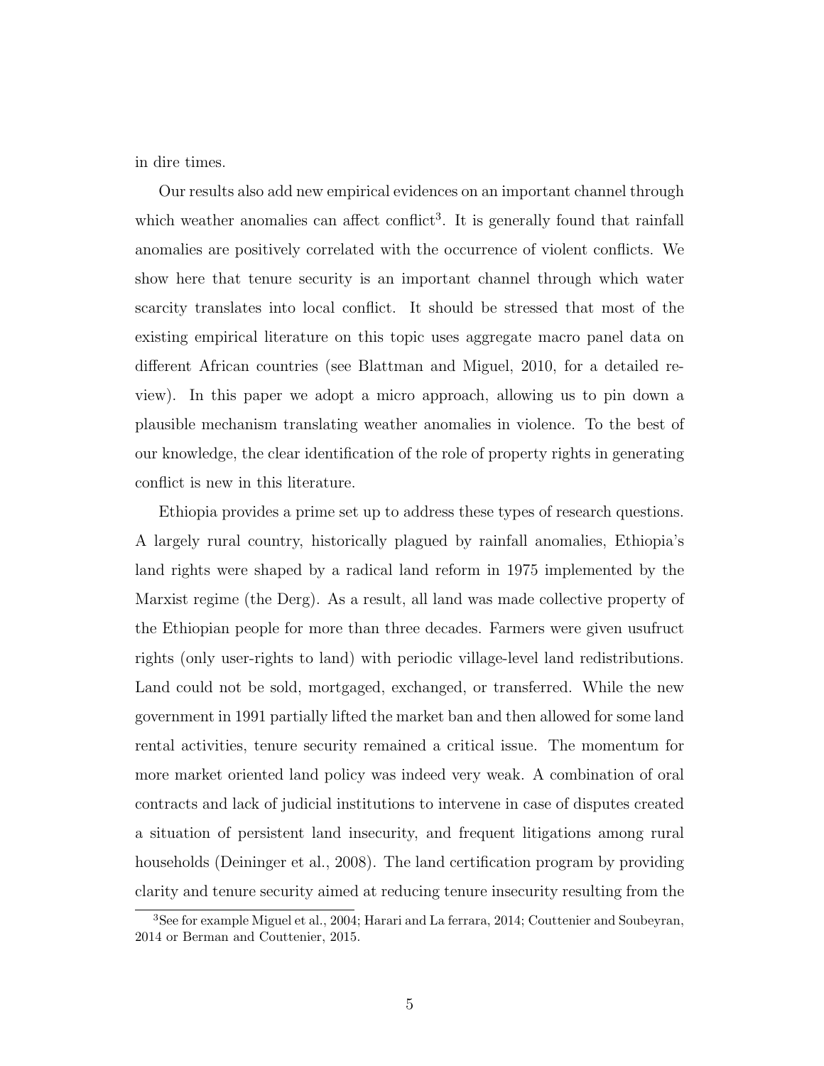in dire times.

Our results also add new empirical evidences on an important channel through which weather anomalies can affect conflict[3]. It is generally found that rainfall anomalies are positively correlated with the occurrence of violent conflicts. We show here that tenure security is an important channel through which water scarcity translates into local conflict. It should be stressed that most of the existing empirical literature on this topic uses aggregate macro panel data on different African countries (see Blattman and Miguel, 2010, for a detailed review). In this paper we adopt a micro approach, allowing us to pin down a plausible mechanism translating weather anomalies in violence. To the best of our knowledge, the clear identification of the role of property rights in generating conflict is new in this literature.

Ethiopia provides a prime set up to address these types of research questions. A largely rural country, historically plagued by rainfall anomalies, Ethiopia's land rights were shaped by a radical land reform in 1975 implemented by the Marxist regime (the Derg). As a result, all land was made collective property of the Ethiopian people for more than three decades. Farmers were given usufruct rights (only user-rights to land) with periodic village-level land redistributions. Land could not be sold, mortgaged, exchanged, or transferred. While the new government in 1991 partially lifted the market ban and then allowed for some land rental activities, tenure security remained a critical issue. The momentum for more market oriented land policy was indeed very weak. A combination of oral contracts and lack of judicial institutions to intervene in case of disputes created a situation of persistent land insecurity, and frequent litigations among rural households (Deininger et al., 2008). The land certification program by providing clarity and tenure security aimed at reducing tenure insecurity resulting from the

[3]See for example Miguel et al., 2004; Harari and La ferrara, 2014; Couttenier and Soubeyran, 2014 or Berman and Couttenier, 2015.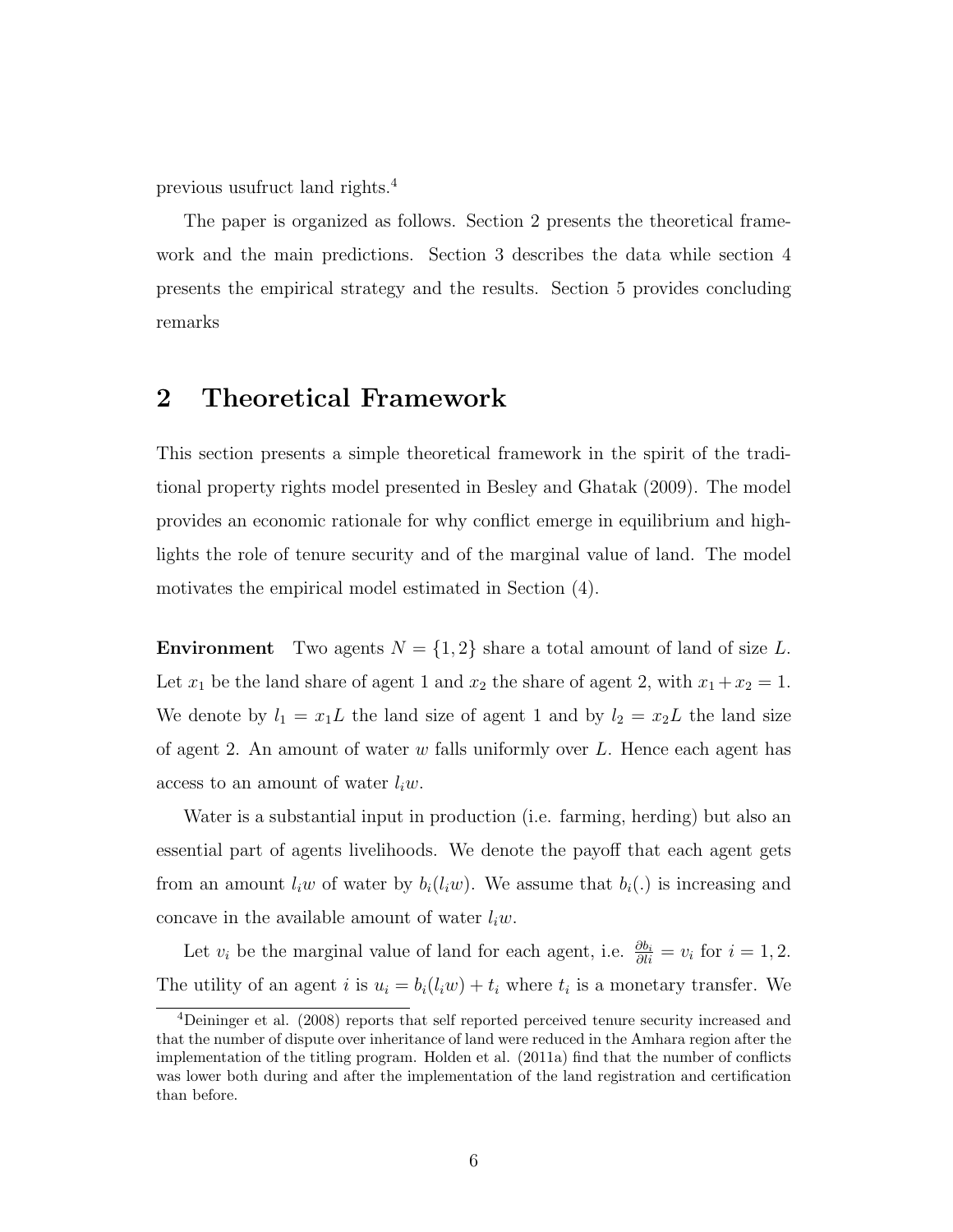previous usufruct land rights.[4]

The paper is organized as follows. Section 2 presents the theoretical framework and the main predictions. Section 3 describes the data while section 4 presents the empirical strategy and the results. Section 5 provides concluding remarks

## 2 Theoretical Framework

This section presents a simple theoretical framework in the spirit of the traditional property rights model presented in Besley and Ghatak (2009). The model provides an economic rationale for why conflict emerge in equilibrium and highlights the role of tenure security and of the marginal value of land. The model motivates the empirical model estimated in Section (4).

**Environment** Two agents $N = \{1, 2\}$ share a total amount of land of size $L$. Let $x_1$ be the land share of agent 1 and $x_2$ the share of agent 2, with $x_1 + x_2 = 1$. We denote by $l_1 = x_1 L$ the land size of agent 1 and by $l_2 = x_2 L$ the land size of agent 2. An amount of water $w$ falls uniformly over $L$. Hence each agent has access to an amount of water $l_i w$.

Water is a substantial input in production (i.e. farming, herding) but also an essential part of agents livelihoods. We denote the payoff that each agent gets from an amount $l_i w$ of water by $b_i(l_i w)$. We assume that $b_i(.)$ is increasing and concave in the available amount of water $l_i w$.

Let $v_i$ be the marginal value of land for each agent, i.e. $\frac{\partial b_i}{\partial li} = v_i$ for $i = 1, 2$. The utility of an agent $i$ is $u_i = b_i(l_i w) + t_i$ where $t_i$ is a monetary transfer. We

[4] Deininger et al. (2008) reports that self reported perceived tenure security increased and that the number of dispute over inheritance of land were reduced in the Amhara region after the implementation of the titling program. Holden et al. (2011a) find that the number of conflicts was lower both during and after the implementation of the land registration and certification than before.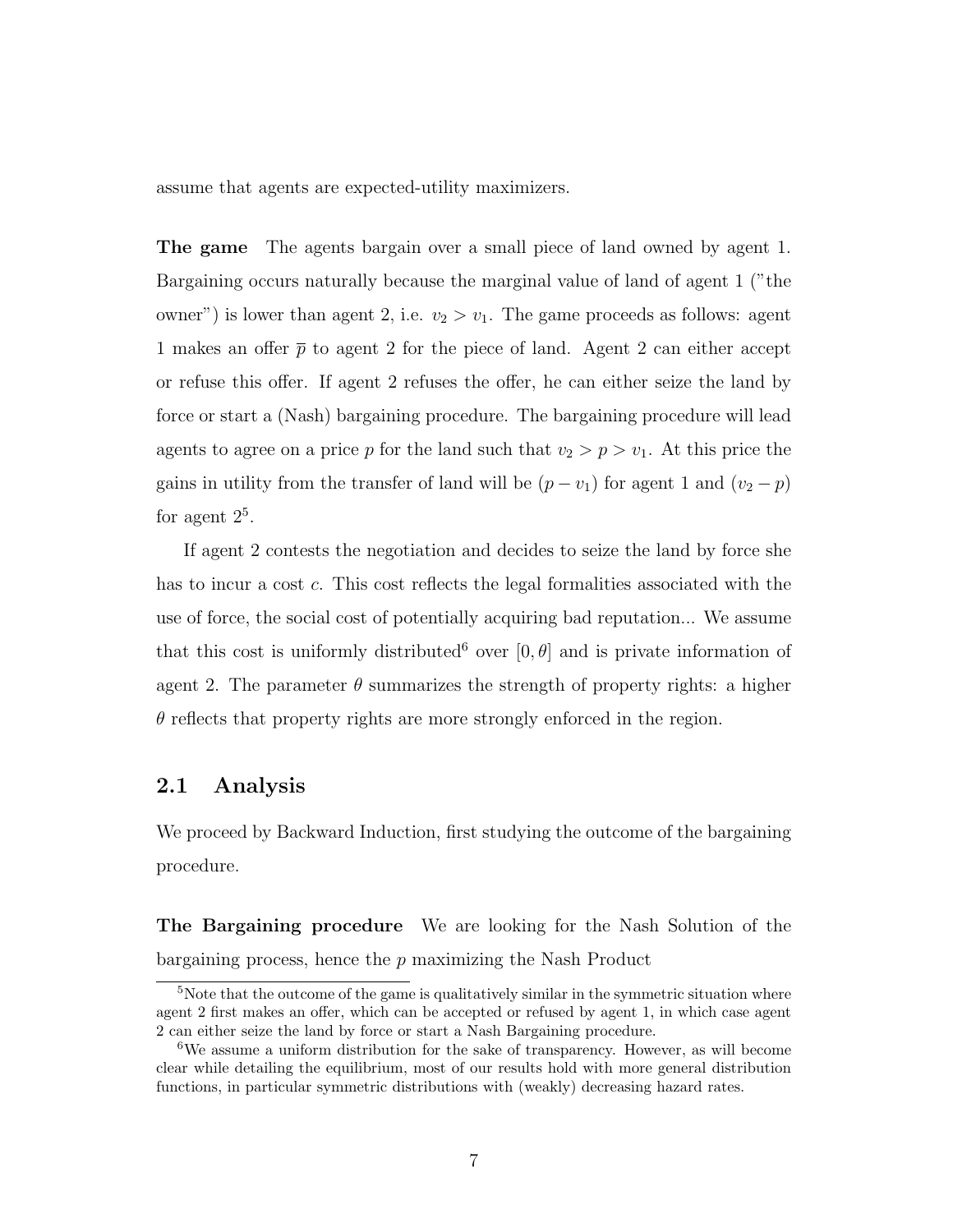assume that agents are expected-utility maximizers.

**The game** The agents bargain over a small piece of land owned by agent 1. Bargaining occurs naturally because the marginal value of land of agent 1 ("the owner") is lower than agent 2, i.e. $v_2 > v_1$. The game proceeds as follows: agent 1 makes an offer $\overline{p}$ to agent 2 for the piece of land. Agent 2 can either accept or refuse this offer. If agent 2 refuses the offer, he can either seize the land by force or start a (Nash) bargaining procedure. The bargaining procedure will lead agents to agree on a price $p$ for the land such that $v_2 > p > v_1$. At this price the gains in utility from the transfer of land will be $(p - v_1)$ for agent 1 and $(v_2 - p)$ for agent 2[5].

If agent 2 contests the negotiation and decides to seize the land by force she has to incur a cost $c$. This cost reflects the legal formalities associated with the use of force, the social cost of potentially acquiring bad reputation... We assume that this cost is uniformly distributed[6] over $[0, \theta]$ and is private information of agent 2. The parameter $\theta$ summarizes the strength of property rights: a higher $\theta$ reflects that property rights are more strongly enforced in the region.

## 2.1 Analysis

We proceed by Backward Induction, first studying the outcome of the bargaining procedure.

**The Bargaining procedure** We are looking for the Nash Solution of the bargaining process, hence the $p$ maximizing the Nash Product

[5] Note that the outcome of the game is qualitatively similar in the symmetric situation where agent 2 first makes an offer, which can be accepted or refused by agent 1, in which case agent 2 can either seize the land by force or start a Nash Bargaining procedure.

[6] We assume a uniform distribution for the sake of transparency. However, as will become clear while detailing the equilibrium, most of our results hold with more general distribution functions, in particular symmetric distributions with (weakly) decreasing hazard rates.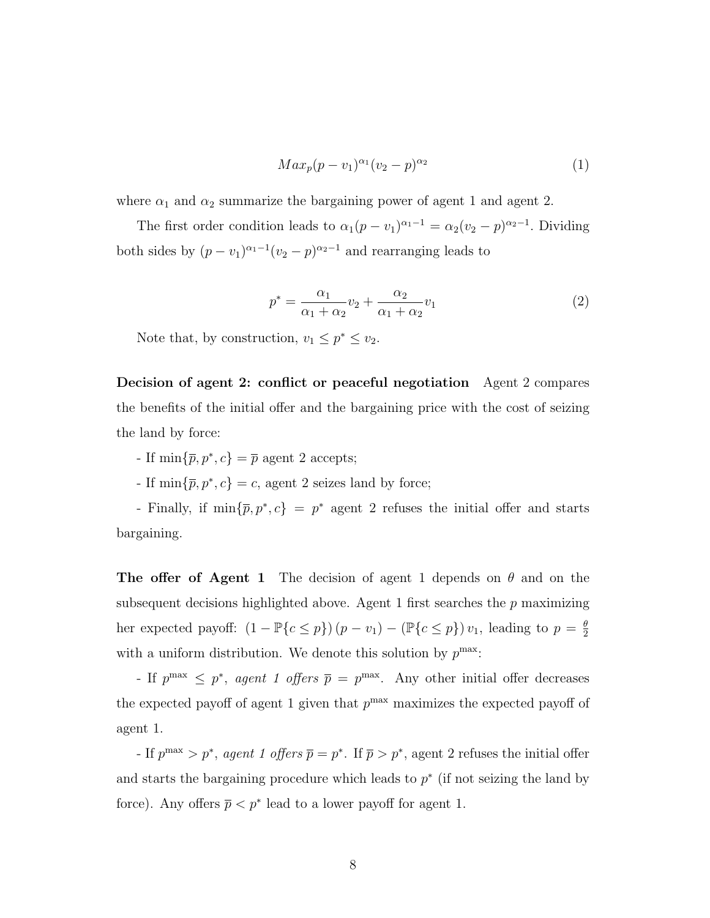$$Max_p (p - v_1)^{\alpha_1} (v_2 - p)^{\alpha_2} \tag{1}$$

where $\alpha_1$ and $\alpha_2$ summarize the bargaining power of agent 1 and agent 2.

The first order condition leads to $\alpha_1 (p - v_1)^{\alpha_1 - 1} = \alpha_2 (v_2 - p)^{\alpha_2 - 1}$. Dividing both sides by $(p - v_1)^{\alpha_1 - 1} (v_2 - p)^{\alpha_2 - 1}$ and rearranging leads to

$$p^* = \frac{\alpha_1}{\alpha_1 + \alpha_2} v_2 + \frac{\alpha_2}{\alpha_1 + \alpha_2} v_1 \tag{2}$$

Note that, by construction, $v_1 \leq p^* \leq v_2$.

**Decision of agent 2: conflict or peaceful negotiation** Agent 2 compares the benefits of the initial offer and the bargaining price with the cost of seizing the land by force:

- If $\min\{\overline{p}, p^*, c\} = \overline{p}$ agent 2 accepts;

- If $\min\{\overline{p}, p^*, c\} = c$, agent 2 seizes land by force;

- Finally, if $\min\{\overline{p}, p^*, c\} = p^*$ agent 2 refuses the initial offer and starts bargaining.

**The offer of Agent 1** The decision of agent 1 depends on $\theta$ and on the subsequent decisions highlighted above. Agent 1 first searches the $p$ maximizing her expected payoff: $(1 - \mathbb{P}\{c \leq p\})(p - v_1) - (\mathbb{P}\{c \leq p\}) v_1$, leading to $p = \frac{\theta}{2}$ with a uniform distribution. We denote this solution by $p^{\max}$:

- If $p^{\max} \leq p^*$, *agent 1 offers* $\overline{p} = p^{\max}$. Any other initial offer decreases the expected payoff of agent 1 given that $p^{\max}$ maximizes the expected payoff of agent 1.

- If $p^{\max} > p^*$, *agent 1 offers* $\overline{p} = p^*$. If $\overline{p} > p^*$, agent 2 refuses the initial offer and starts the bargaining procedure which leads to $p^*$ (if not seizing the land by force). Any offers $\overline{p} < p^*$ lead to a lower payoff for agent 1.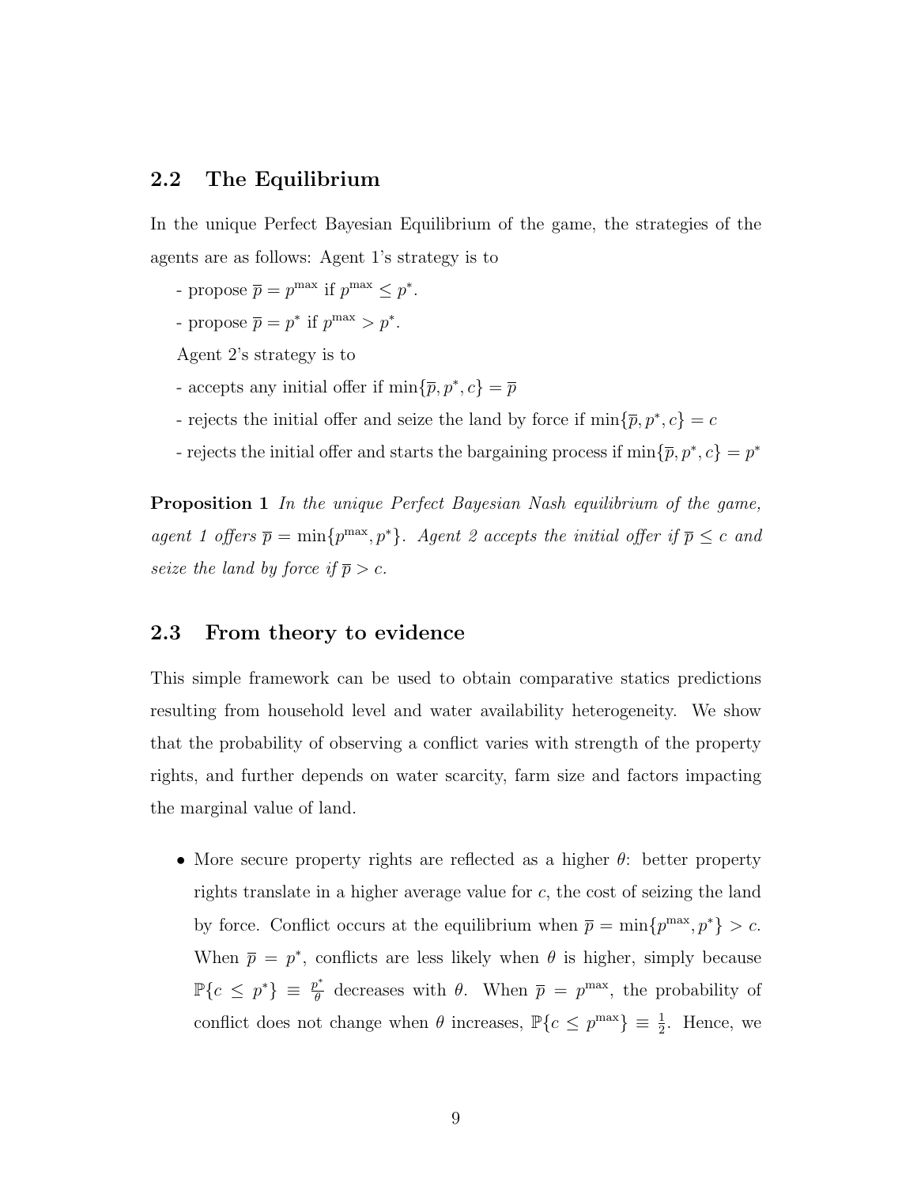## 2.2 The Equilibrium

In the unique Perfect Bayesian Equilibrium of the game, the strategies of the agents are as follows: Agent 1's strategy is to

- propose $\overline{p} = p^{\max}$ if $p^{\max} \leq p^*$.
- propose $\overline{p} = p^*$ if $p^{\max} > p^*$.

Agent 2's strategy is to

- accepts any initial offer if $\min\{\overline{p}, p^*, c\} = \overline{p}$
- rejects the initial offer and seize the land by force if $\min\{\overline{p}, p^*, c\} = c$
- rejects the initial offer and starts the bargaining process if $\min\{\overline{p}, p^*, c\} = p^*$

**Proposition 1** *In the unique Perfect Bayesian Nash equilibrium of the game, agent 1 offers $\overline{p} = \min\{p^{\max}, p^*\}$. Agent 2 accepts the initial offer if $\overline{p} \leq c$ and seize the land by force if $\overline{p} > c$.*

## 2.3 From theory to evidence

This simple framework can be used to obtain comparative statics predictions resulting from household level and water availability heterogeneity. We show that the probability of observing a conflict varies with strength of the property rights, and further depends on water scarcity, farm size and factors impacting the marginal value of land.

- More secure property rights are reflected as a higher $\theta$: better property rights translate in a higher average value for $c$, the cost of seizing the land by force. Conflict occurs at the equilibrium when $\overline{p} = \min\{p^{\max}, p^*\} > c$. When $\overline{p} = p^*$, conflicts are less likely when $\theta$ is higher, simply because $\mathbb{P}\{c \leq p^*\} \equiv \frac{p^*}{\theta}$ decreases with $\theta$. When $\overline{p} = p^{\max}$, the probability of conflict does not change when $\theta$ increases, $\mathbb{P}\{c \leq p^{\max}\} \equiv \frac{1}{2}$. Hence, we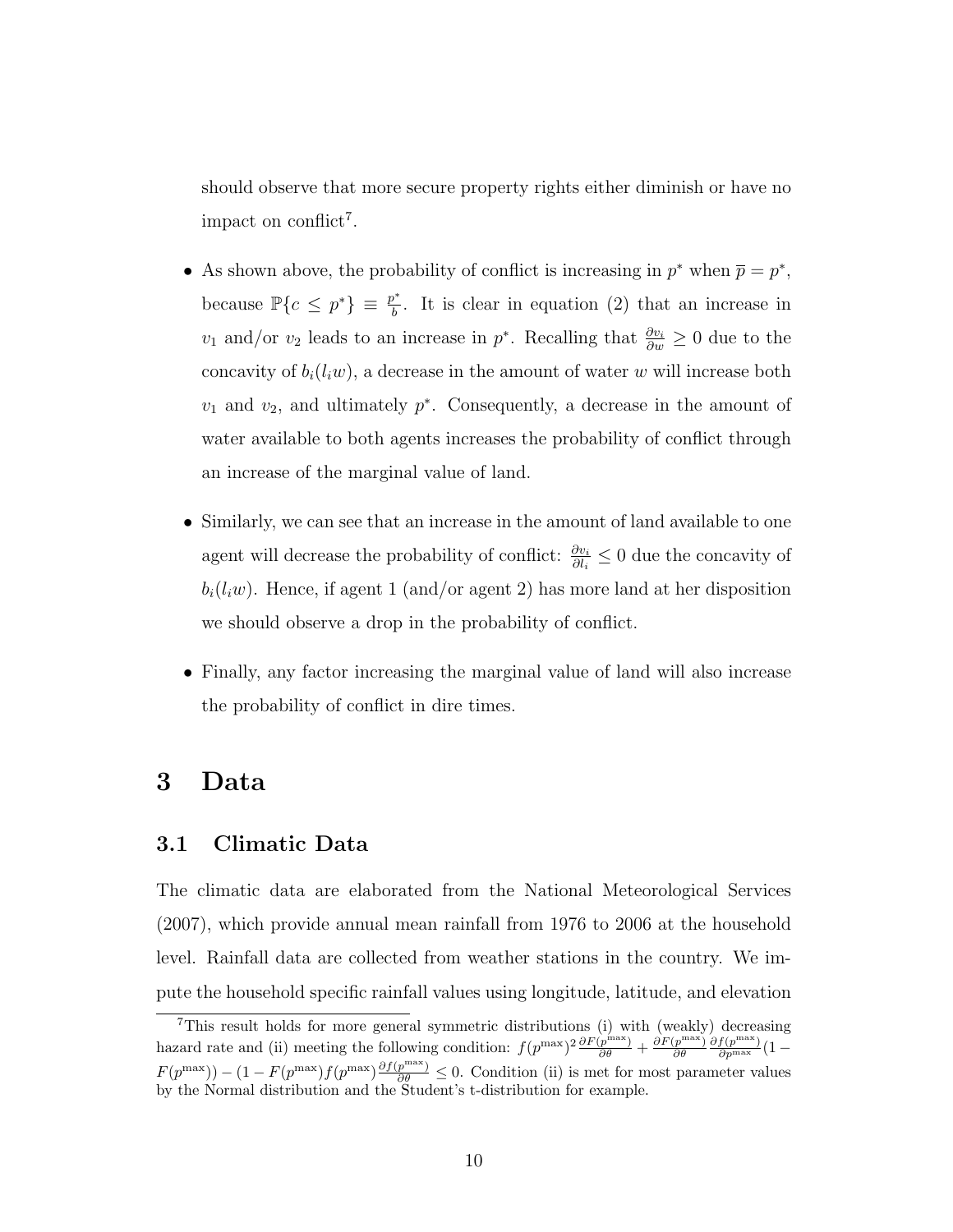should observe that more secure property rights either diminish or have no impact on conflict[7].

- As shown above, the probability of conflict is increasing in $p^*$ when $\overline{p} = p^*$, because $\mathbb{P}\{c \leq p^*\} \equiv \frac{p^*}{b}$. It is clear in equation (2) that an increase in $v_1$ and/or $v_2$ leads to an increase in $p^*$. Recalling that $\frac{\partial v_i}{\partial w} \geq 0$ due to the concavity of $b_i(l_i w)$, a decrease in the amount of water $w$ will increase both $v_1$ and $v_2$, and ultimately $p^*$. Consequently, a decrease in the amount of water available to both agents increases the probability of conflict through an increase of the marginal value of land.

- Similarly, we can see that an increase in the amount of land available to one agent will decrease the probability of conflict: $\frac{\partial v_i}{\partial l_i} \leq 0$ due the concavity of $b_i(l_i w)$. Hence, if agent 1 (and/or agent 2) has more land at her disposition we should observe a drop in the probability of conflict.

- Finally, any factor increasing the marginal value of land will also increase the probability of conflict in dire times.

# 3 Data

## 3.1 Climatic Data

The climatic data are elaborated from the National Meteorological Services (2007), which provide annual mean rainfall from 1976 to 2006 at the household level. Rainfall data are collected from weather stations in the country. We impute the household specific rainfall values using longitude, latitude, and elevation

[7] This result holds for more general symmetric distributions (i) with (weakly) decreasing hazard rate and (ii) meeting the following condition: $f(p^{\max})^2 \frac{\partial F(p^{\max})}{\partial \theta} + \frac{\partial F(p^{\max})}{\partial \theta} \frac{\partial f(p^{\max})}{\partial p^{\max}} (1 - F(p^{\max})) - (1 - F(p^{\max}) f(p^{\max}) \frac{\partial f(p^{\max})}{\partial \theta} \leq 0$. Condition (ii) is met for most parameter values by the Normal distribution and the Student's t-distribution for example.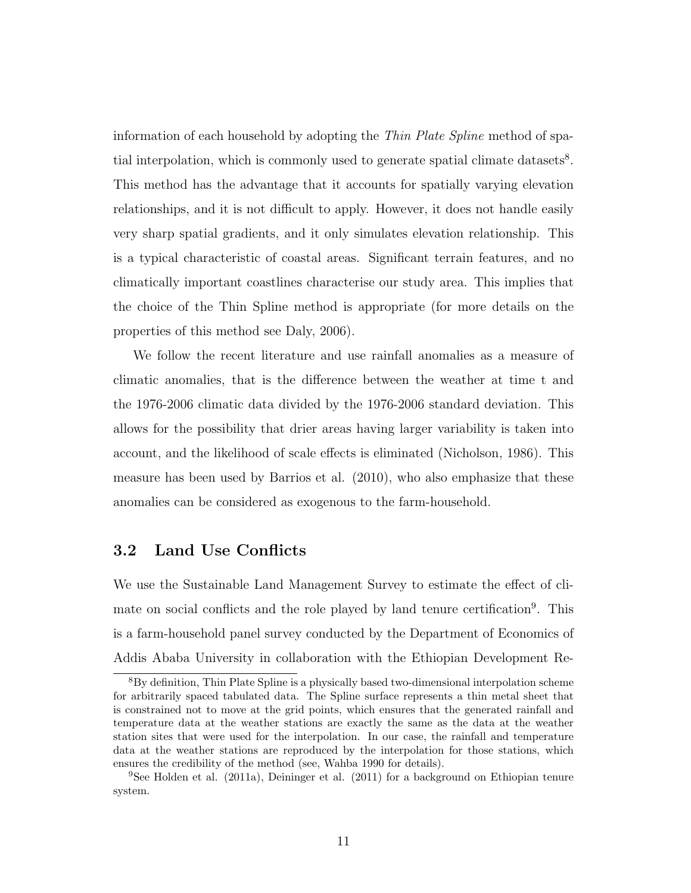information of each household by adopting the *Thin Plate Spline* method of spatial interpolation, which is commonly used to generate spatial climate datasets[8]. This method has the advantage that it accounts for spatially varying elevation relationships, and it is not difficult to apply. However, it does not handle easily very sharp spatial gradients, and it only simulates elevation relationship. This is a typical characteristic of coastal areas. Significant terrain features, and no climatically important coastlines characterise our study area. This implies that the choice of the Thin Spline method is appropriate (for more details on the properties of this method see Daly, 2006).

We follow the recent literature and use rainfall anomalies as a measure of climatic anomalies, that is the difference between the weather at time t and the 1976-2006 climatic data divided by the 1976-2006 standard deviation. This allows for the possibility that drier areas having larger variability is taken into account, and the likelihood of scale effects is eliminated (Nicholson, 1986). This measure has been used by Barrios et al. (2010), who also emphasize that these anomalies can be considered as exogenous to the farm-household.

## 3.2 Land Use Conflicts

We use the Sustainable Land Management Survey to estimate the effect of climate on social conflicts and the role played by land tenure certification[9]. This is a farm-household panel survey conducted by the Department of Economics of Addis Ababa University in collaboration with the Ethiopian Development Re-

[8] By definition, Thin Plate Spline is a physically based two-dimensional interpolation scheme for arbitrarily spaced tabulated data. The Spline surface represents a thin metal sheet that is constrained not to move at the grid points, which ensures that the generated rainfall and temperature data at the weather stations are exactly the same as the data at the weather station sites that were used for the interpolation. In our case, the rainfall and temperature data at the weather stations are reproduced by the interpolation for those stations, which ensures the credibility of the method (see, Wahba 1990 for details).

[9] See Holden et al. (2011a), Deininger et al. (2011) for a background on Ethiopian tenure system.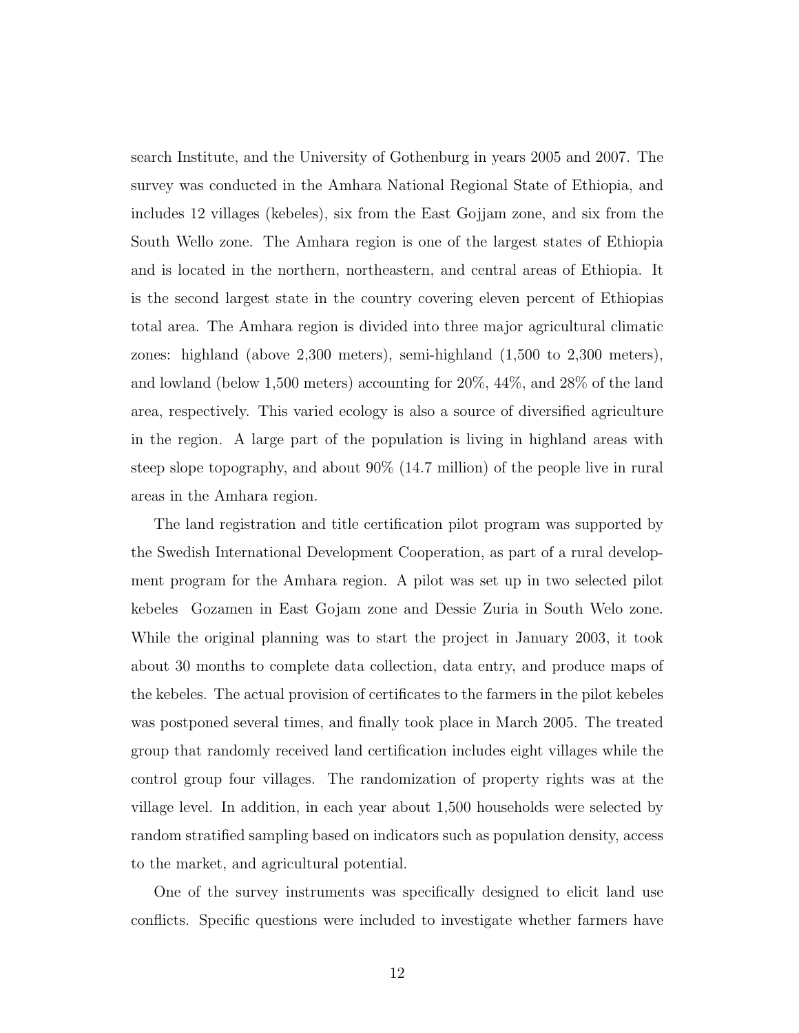search Institute, and the University of Gothenburg in years 2005 and 2007. The survey was conducted in the Amhara National Regional State of Ethiopia, and includes 12 villages (kebeles), six from the East Gojjam zone, and six from the South Wello zone. The Amhara region is one of the largest states of Ethiopia and is located in the northern, northeastern, and central areas of Ethiopia. It is the second largest state in the country covering eleven percent of Ethiopias total area. The Amhara region is divided into three major agricultural climatic zones: highland (above 2,300 meters), semi-highland (1,500 to 2,300 meters), and lowland (below 1,500 meters) accounting for 20%, 44%, and 28% of the land area, respectively. This varied ecology is also a source of diversified agriculture in the region. A large part of the population is living in highland areas with steep slope topography, and about 90% (14.7 million) of the people live in rural areas in the Amhara region.

The land registration and title certification pilot program was supported by the Swedish International Development Cooperation, as part of a rural development program for the Amhara region. A pilot was set up in two selected pilot kebeles Gozamen in East Gojam zone and Dessie Zuria in South Welo zone. While the original planning was to start the project in January 2003, it took about 30 months to complete data collection, data entry, and produce maps of the kebeles. The actual provision of certificates to the farmers in the pilot kebeles was postponed several times, and finally took place in March 2005. The treated group that randomly received land certification includes eight villages while the control group four villages. The randomization of property rights was at the village level. In addition, in each year about 1,500 households were selected by random stratified sampling based on indicators such as population density, access to the market, and agricultural potential.

One of the survey instruments was specifically designed to elicit land use conflicts. Specific questions were included to investigate whether farmers have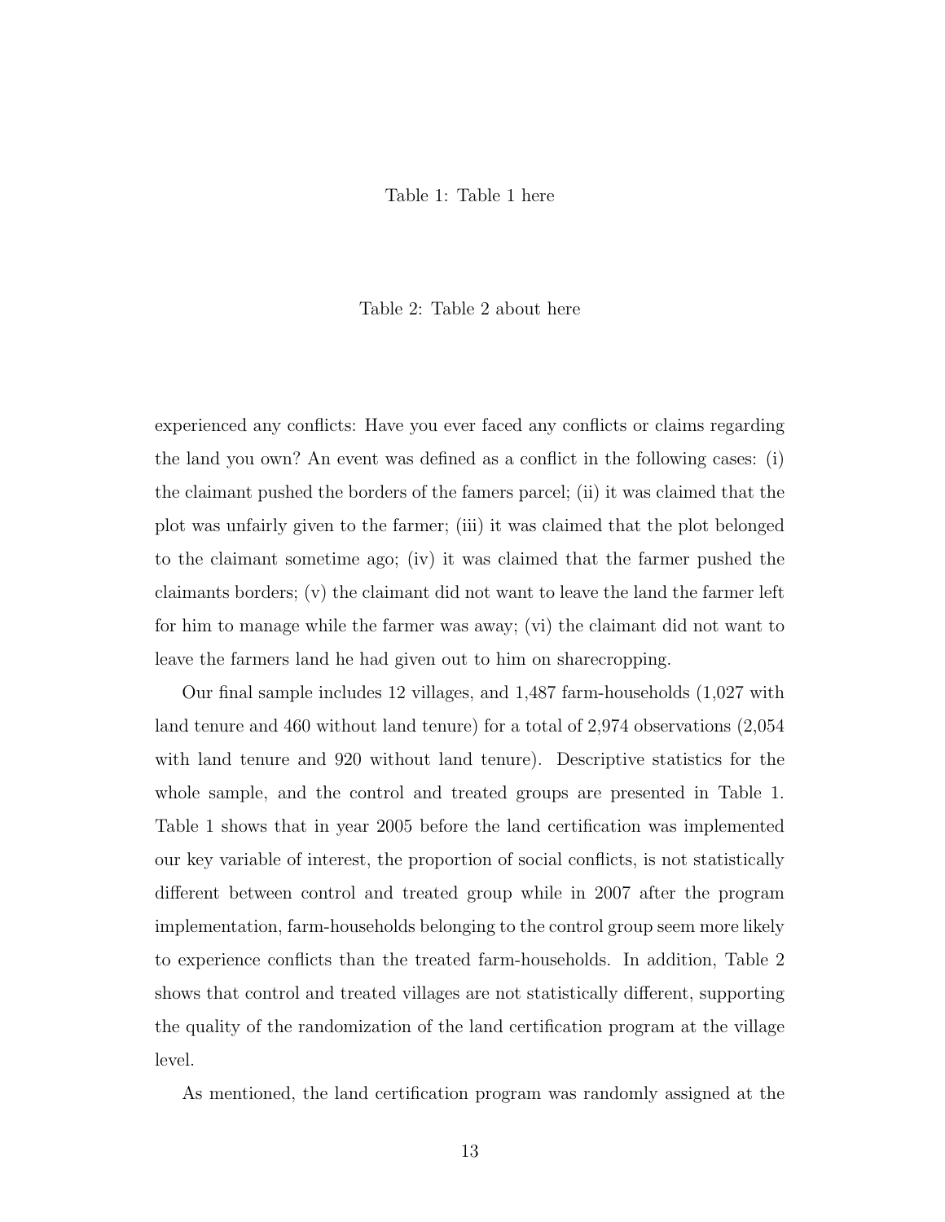Table 1: Table 1 here

Table 2: Table 2 about here

experienced any conflicts: Have you ever faced any conflicts or claims regarding the land you own? An event was defined as a conflict in the following cases: (i) the claimant pushed the borders of the famers parcel; (ii) it was claimed that the plot was unfairly given to the farmer; (iii) it was claimed that the plot belonged to the claimant sometime ago; (iv) it was claimed that the farmer pushed the claimants borders; (v) the claimant did not want to leave the land the farmer left for him to manage while the farmer was away; (vi) the claimant did not want to leave the farmers land he had given out to him on sharecropping.

Our final sample includes 12 villages, and 1,487 farm-households (1,027 with land tenure and 460 without land tenure) for a total of 2,974 observations (2,054 with land tenure and 920 without land tenure). Descriptive statistics for the whole sample, and the control and treated groups are presented in Table 1. Table 1 shows that in year 2005 before the land certification was implemented our key variable of interest, the proportion of social conflicts, is not statistically different between control and treated group while in 2007 after the program implementation, farm-households belonging to the control group seem more likely to experience conflicts than the treated farm-households. In addition, Table 2 shows that control and treated villages are not statistically different, supporting the quality of the randomization of the land certification program at the village level.

As mentioned, the land certification program was randomly assigned at the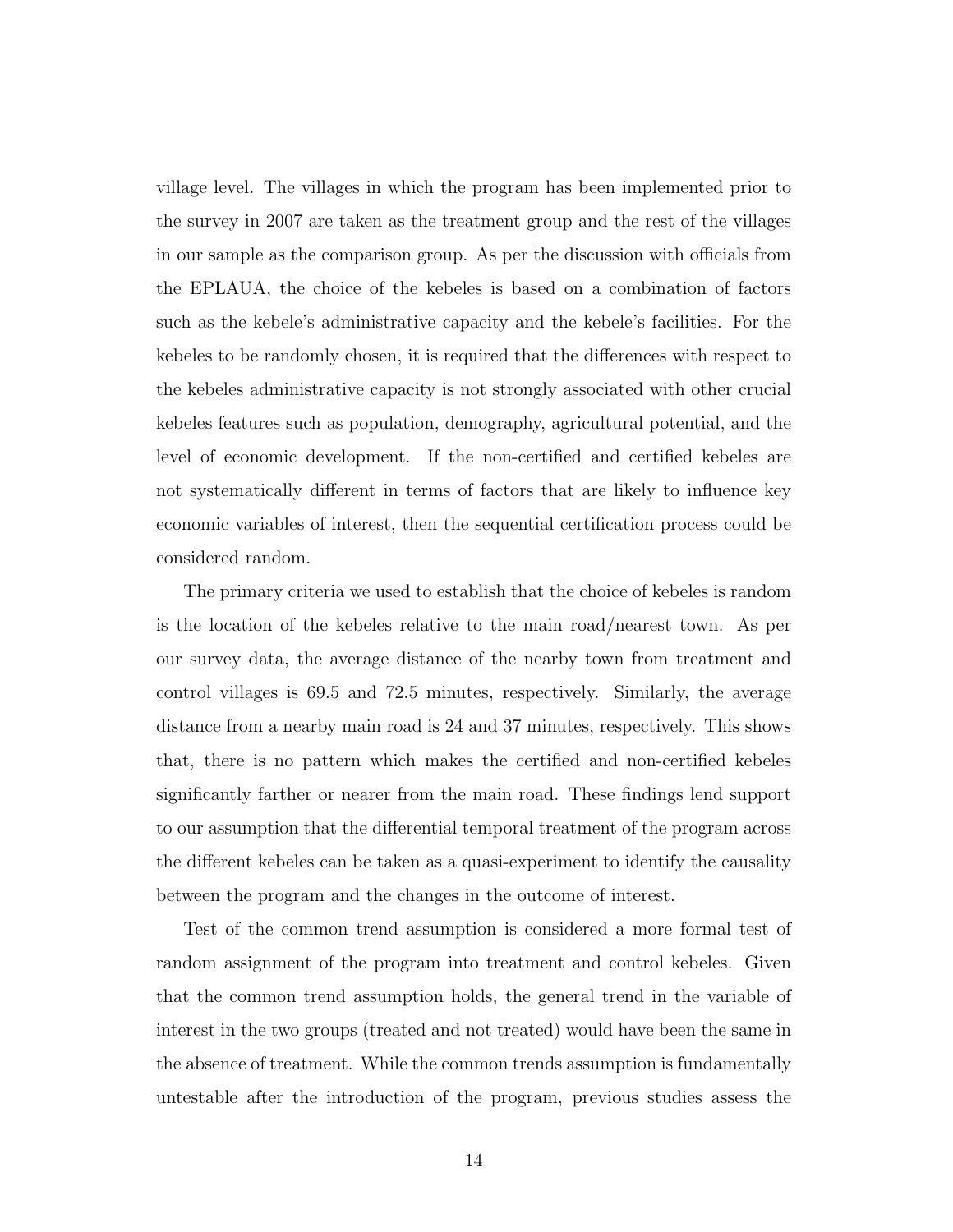village level. The villages in which the program has been implemented prior to the survey in 2007 are taken as the treatment group and the rest of the villages in our sample as the comparison group. As per the discussion with officials from the EPLAUA, the choice of the kebeles is based on a combination of factors such as the kebele's administrative capacity and the kebele's facilities. For the kebeles to be randomly chosen, it is required that the differences with respect to the kebeles administrative capacity is not strongly associated with other crucial kebeles features such as population, demography, agricultural potential, and the level of economic development. If the non-certified and certified kebeles are not systematically different in terms of factors that are likely to influence key economic variables of interest, then the sequential certification process could be considered random.

The primary criteria we used to establish that the choice of kebeles is random is the location of the kebeles relative to the main road/nearest town. As per our survey data, the average distance of the nearby town from treatment and control villages is 69.5 and 72.5 minutes, respectively. Similarly, the average distance from a nearby main road is 24 and 37 minutes, respectively. This shows that, there is no pattern which makes the certified and non-certified kebeles significantly farther or nearer from the main road. These findings lend support to our assumption that the differential temporal treatment of the program across the different kebeles can be taken as a quasi-experiment to identify the causality between the program and the changes in the outcome of interest.

Test of the common trend assumption is considered a more formal test of random assignment of the program into treatment and control kebeles. Given that the common trend assumption holds, the general trend in the variable of interest in the two groups (treated and not treated) would have been the same in the absence of treatment. While the common trends assumption is fundamentally untestable after the introduction of the program, previous studies assess the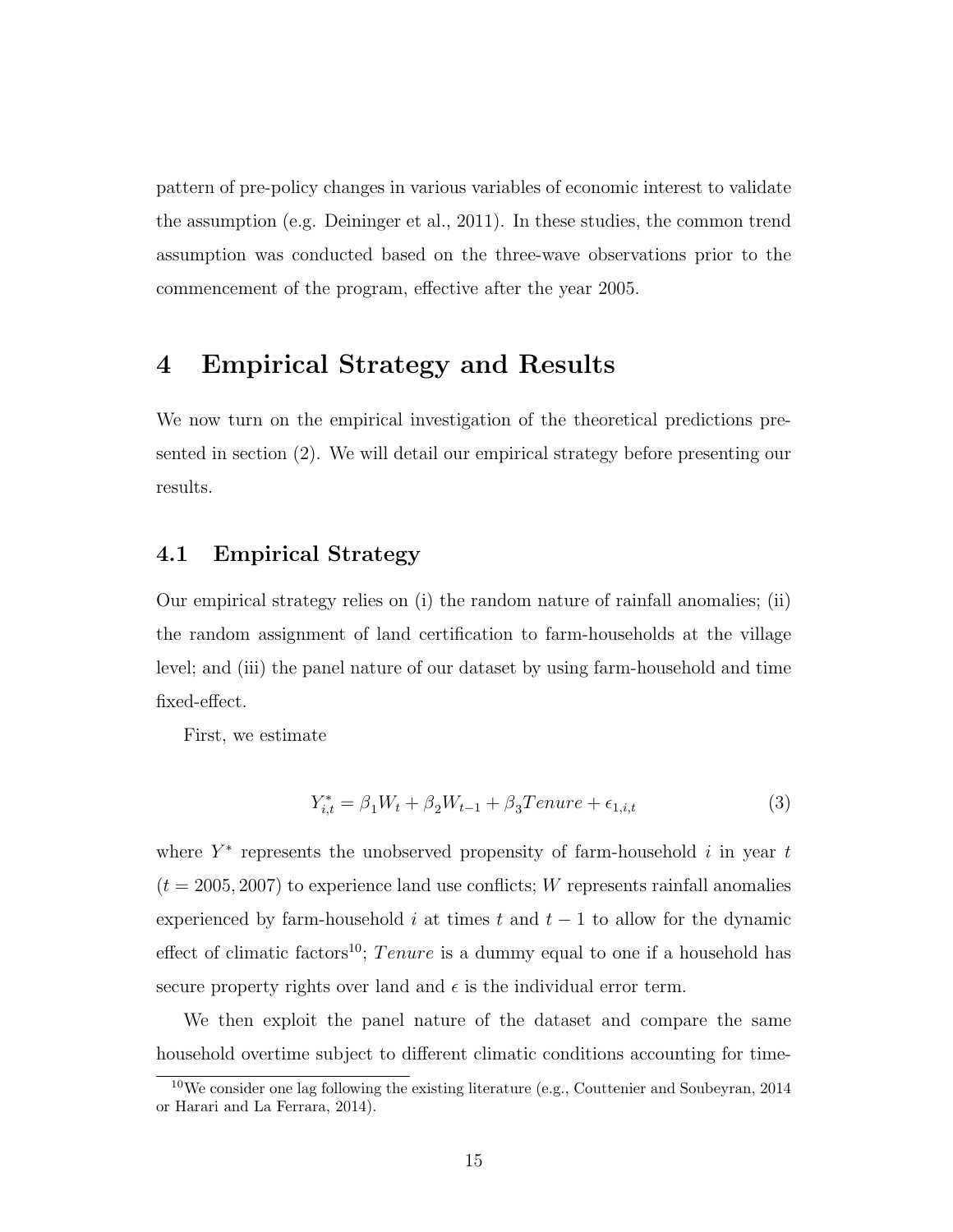pattern of pre-policy changes in various variables of economic interest to validate the assumption (e.g. Deininger et al., 2011). In these studies, the common trend assumption was conducted based on the three-wave observations prior to the commencement of the program, effective after the year 2005.

# 4 Empirical Strategy and Results

We now turn on the empirical investigation of the theoretical predictions presented in section (2). We will detail our empirical strategy before presenting our results.

## 4.1 Empirical Strategy

Our empirical strategy relies on (i) the random nature of rainfall anomalies; (ii) the random assignment of land certification to farm-households at the village level; and (iii) the panel nature of our dataset by using farm-household and time fixed-effect.

First, we estimate

$$Y^*_{i,t} = \beta_1 W_t + \beta_2 W_{t-1} + \beta_3 Tenure + \epsilon_{1,i,t} \tag{3}$$

where $Y^*$ represents the unobserved propensity of farm-household $i$ in year $t$ ($t = 2005, 2007$) to experience land use conflicts; $W$ represents rainfall anomalies experienced by farm-household $i$ at times $t$ and $t-1$ to allow for the dynamic effect of climatic factors[10]; $Tenure$ is a dummy equal to one if a household has secure property rights over land and $\epsilon$ is the individual error term.

We then exploit the panel nature of the dataset and compare the same household overtime subject to different climatic conditions accounting for time-

[10] We consider one lag following the existing literature (e.g., Couttenier and Soubeyran, 2014 or Harari and La Ferrara, 2014).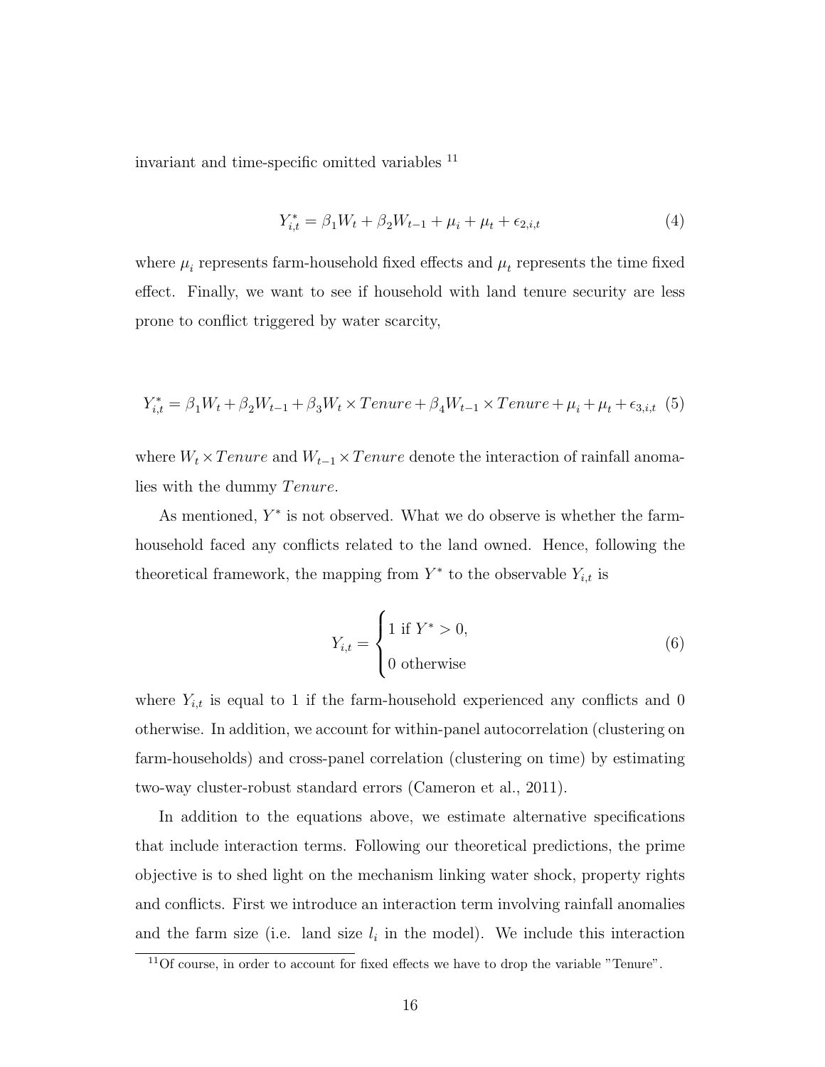invariant and time-specific omitted variables [11]

$$Y_{i,t}^{*} = \beta_1 W_t + \beta_2 W_{t-1} + \mu_i + \mu_t + \epsilon_{2,i,t} \tag{4}$$

where $\mu_i$ represents farm-household fixed effects and $\mu_t$ represents the time fixed effect. Finally, we want to see if household with land tenure security are less prone to conflict triggered by water scarcity,

$$Y_{i,t}^{*} = \beta_1 W_t + \beta_2 W_{t-1} + \beta_3 W_t \times Tenure + \beta_4 W_{t-1} \times Tenure + \mu_i + \mu_t + \epsilon_{3,i,t} \tag{5}$$

where $W_t \times Tenure$ and $W_{t-1} \times Tenure$ denote the interaction of rainfall anomalies with the dummy $Tenure$.

As mentioned, $Y^*$ is not observed. What we do observe is whether the farm-household faced any conflicts related to the land owned. Hence, following the theoretical framework, the mapping from $Y^*$ to the observable $Y_{i,t}$ is

$$Y_{i,t} = \begin{cases} 1 \text{ if } Y^* > 0, \\ 0 \text{ otherwise} \end{cases} \tag{6}$$

where $Y_{i,t}$ is equal to 1 if the farm-household experienced any conflicts and 0 otherwise. In addition, we account for within-panel autocorrelation (clustering on farm-households) and cross-panel correlation (clustering on time) by estimating two-way cluster-robust standard errors (Cameron et al., 2011).

In addition to the equations above, we estimate alternative specifications that include interaction terms. Following our theoretical predictions, the prime objective is to shed light on the mechanism linking water shock, property rights and conflicts. First we introduce an interaction term involving rainfall anomalies and the farm size (i.e. land size $l_i$ in the model). We include this interaction

[11] Of course, in order to account for fixed effects we have to drop the variable "Tenure".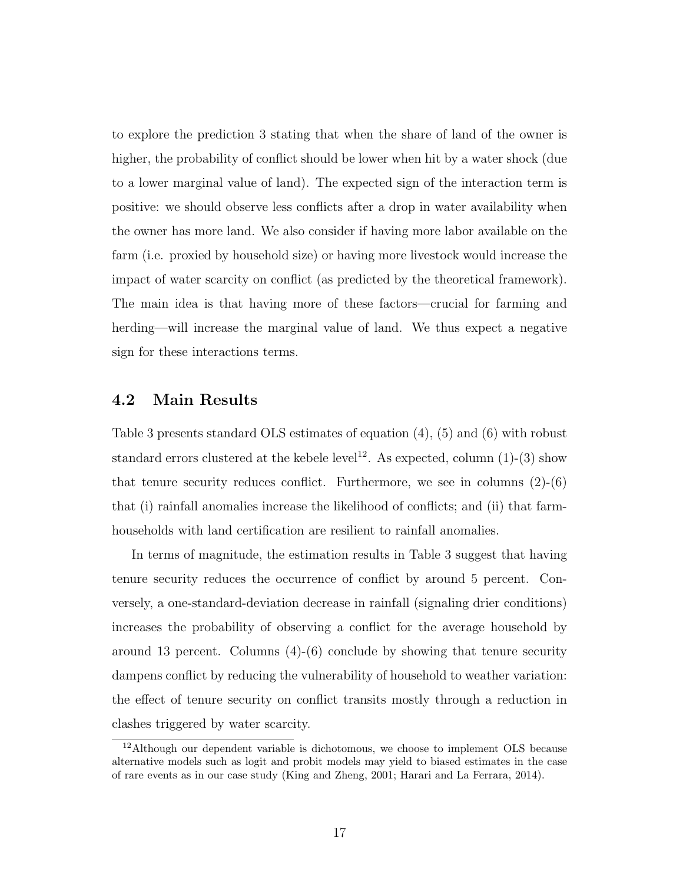to explore the prediction 3 stating that when the share of land of the owner is higher, the probability of conflict should be lower when hit by a water shock (due to a lower marginal value of land). The expected sign of the interaction term is positive: we should observe less conflicts after a drop in water availability when the owner has more land. We also consider if having more labor available on the farm (i.e. proxied by household size) or having more livestock would increase the impact of water scarcity on conflict (as predicted by the theoretical framework). The main idea is that having more of these factors—crucial for farming and herding—will increase the marginal value of land. We thus expect a negative sign for these interactions terms.

## 4.2 Main Results

Table 3 presents standard OLS estimates of equation (4), (5) and (6) with robust standard errors clustered at the kebele level[12]. As expected, column (1)-(3) show that tenure security reduces conflict. Furthermore, we see in columns (2)-(6) that (i) rainfall anomalies increase the likelihood of conflicts; and (ii) that farm-households with land certification are resilient to rainfall anomalies.

In terms of magnitude, the estimation results in Table 3 suggest that having tenure security reduces the occurrence of conflict by around 5 percent. Conversely, a one-standard-deviation decrease in rainfall (signaling drier conditions) increases the probability of observing a conflict for the average household by around 13 percent. Columns (4)-(6) conclude by showing that tenure security dampens conflict by reducing the vulnerability of household to weather variation: the effect of tenure security on conflict transits mostly through a reduction in clashes triggered by water scarcity.

[12]Although our dependent variable is dichotomous, we choose to implement OLS because alternative models such as logit and probit models may yield to biased estimates in the case of rare events as in our case study (King and Zheng, 2001; Harari and La Ferrara, 2014).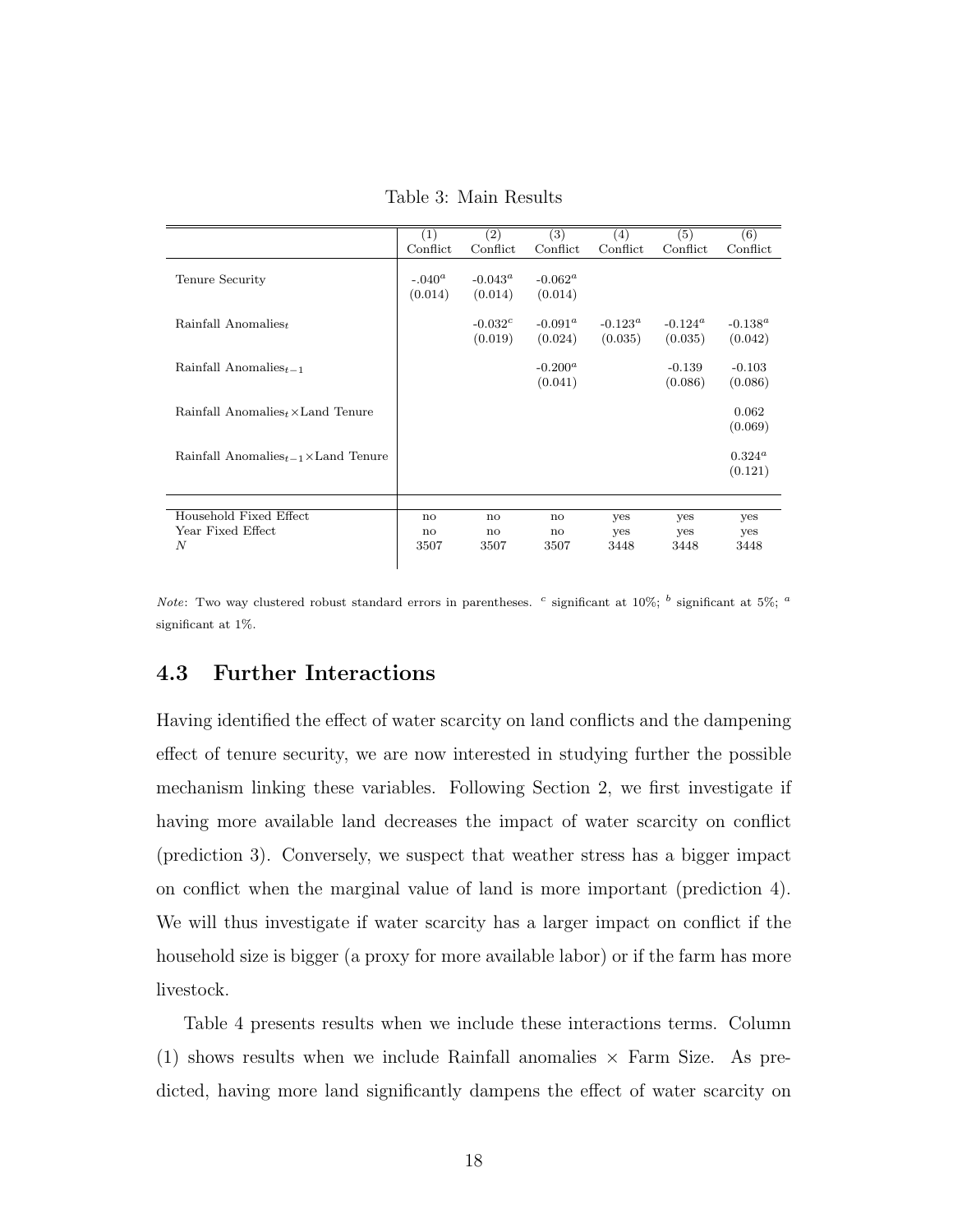Table 3: Main Results

| | (1) Conflict | (2) Conflict | (3) Conflict | (4) Conflict | (5) Conflict | (6) Conflict |
|---|---|---|---|---|---|---|
| Tenure Security | -.040[a] | -0.043[a] | -0.062[a] | | | |
| | (0.014) | (0.014) | (0.014) | | | |
| Rainfall Anomalies$_t$ | | -0.032[c] | -0.091[a] | -0.123[a] | -0.124[a] | -0.138[a] |
| | | (0.019) | (0.024) | (0.035) | (0.035) | (0.042) |
| Rainfall Anomalies$_{t-1}$ | | | -0.200[a] | | -0.139 | -0.103 |
| | | | (0.041) | | (0.086) | (0.086) |
| Rainfall Anomalies$_t$ $\times$Land Tenure | | | | | | 0.062 |
| | | | | | | (0.069) |
| Rainfall Anomalies$_{t-1}$ $\times$Land Tenure | | | | | | 0.324[a] |
| | | | | | | (0.121) |
| Household Fixed Effect | no | no | no | yes | yes | yes |
| Year Fixed Effect | no | no | no | yes | yes | yes |
| $N$ | 3507 | 3507 | 3507 | 3448 | 3448 | 3448 |

*Note*: Two way clustered robust standard errors in parentheses. [c] significant at 10%; [b] significant at 5%; [a] significant at 1%.

## 4.3 Further Interactions

Having identified the effect of water scarcity on land conflicts and the dampening effect of tenure security, we are now interested in studying further the possible mechanism linking these variables. Following Section 2, we first investigate if having more available land decreases the impact of water scarcity on conflict (prediction 3). Conversely, we suspect that weather stress has a bigger impact on conflict when the marginal value of land is more important (prediction 4). We will thus investigate if water scarcity has a larger impact on conflict if the household size is bigger (a proxy for more available labor) or if the farm has more livestock.

Table 4 presents results when we include these interactions terms. Column (1) shows results when we include Rainfall anomalies $\times$ Farm Size. As predicted, having more land significantly dampens the effect of water scarcity on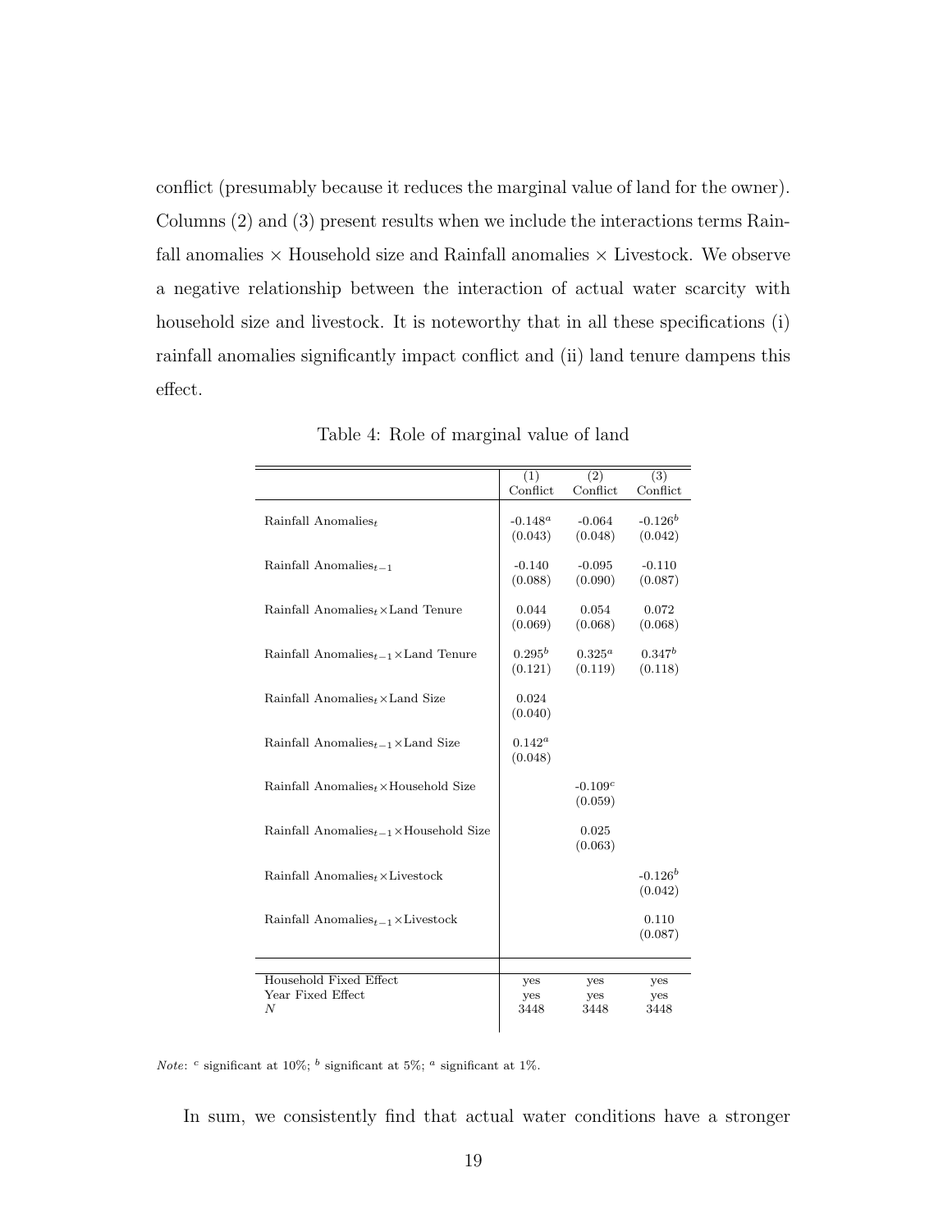conflict (presumably because it reduces the marginal value of land for the owner). Columns (2) and (3) present results when we include the interactions terms Rainfall anomalies × Household size and Rainfall anomalies × Livestock. We observe a negative relationship between the interaction of actual water scarcity with household size and livestock. It is noteworthy that in all these specifications (i) rainfall anomalies significantly impact conflict and (ii) land tenure dampens this effect.

Table 4: Role of marginal value of land

| | (1) Conflict | (2) Conflict | (3) Conflict |
|---|---|---|---|
| Rainfall Anomalies$_t$ | -0.148$^a$ | -0.064 | -0.126$^b$ |
| | (0.043) | (0.048) | (0.042) |
| Rainfall Anomalies$_{t-1}$ | -0.140 | -0.095 | -0.110 |
| | (0.088) | (0.090) | (0.087) |
| Rainfall Anomalies$_t$ ×Land Tenure | 0.044 | 0.054 | 0.072 |
| | (0.069) | (0.068) | (0.068) |
| Rainfall Anomalies$_{t-1}$ ×Land Tenure | 0.295$^b$ | 0.325$^a$ | 0.347$^b$ |
| | (0.121) | (0.119) | (0.118) |
| Rainfall Anomalies$_t$ ×Land Size | 0.024 | | |
| | (0.040) | | |
| Rainfall Anomalies$_{t-1}$ ×Land Size | 0.142$^a$ | | |
| | (0.048) | | |
| Rainfall Anomalies$_t$ ×Household Size | | -0.109$^c$ | |
| | | (0.059) | |
| Rainfall Anomalies$_{t-1}$ ×Household Size | | 0.025 | |
| | | (0.063) | |
| Rainfall Anomalies$_t$ ×Livestock | | | -0.126$^b$ |
| | | | (0.042) |
| Rainfall Anomalies$_{t-1}$ ×Livestock | | | 0.110 |
| | | | (0.087) |
| Household Fixed Effect | yes | yes | yes |
| Year Fixed Effect | yes | yes | yes |
| $N$ | 3448 | 3448 | 3448 |

*Note*: $^c$ significant at 10%; $^b$ significant at 5%; $^a$ significant at 1%.

In sum, we consistently find that actual water conditions have a stronger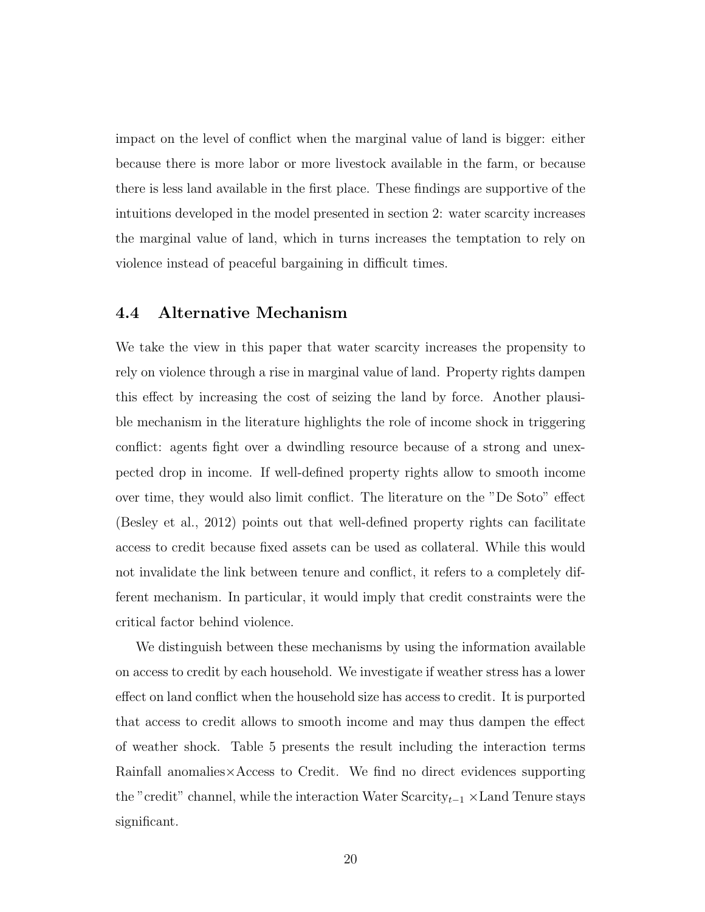impact on the level of conflict when the marginal value of land is bigger: either because there is more labor or more livestock available in the farm, or because there is less land available in the first place. These findings are supportive of the intuitions developed in the model presented in section 2: water scarcity increases the marginal value of land, which in turns increases the temptation to rely on violence instead of peaceful bargaining in difficult times.

### 4.4 Alternative Mechanism

We take the view in this paper that water scarcity increases the propensity to rely on violence through a rise in marginal value of land. Property rights dampen this effect by increasing the cost of seizing the land by force. Another plausible mechanism in the literature highlights the role of income shock in triggering conflict: agents fight over a dwindling resource because of a strong and unexpected drop in income. If well-defined property rights allow to smooth income over time, they would also limit conflict. The literature on the "De Soto" effect (Besley et al., 2012) points out that well-defined property rights can facilitate access to credit because fixed assets can be used as collateral. While this would not invalidate the link between tenure and conflict, it refers to a completely different mechanism. In particular, it would imply that credit constraints were the critical factor behind violence.

We distinguish between these mechanisms by using the information available on access to credit by each household. We investigate if weather stress has a lower effect on land conflict when the household size has access to credit. It is purported that access to credit allows to smooth income and may thus dampen the effect of weather shock. Table 5 presents the result including the interaction terms Rainfall anomalies×Access to Credit. We find no direct evidences supporting the "credit" channel, while the interaction Water Scarcity$_{t-1}$ ×Land Tenure stays significant.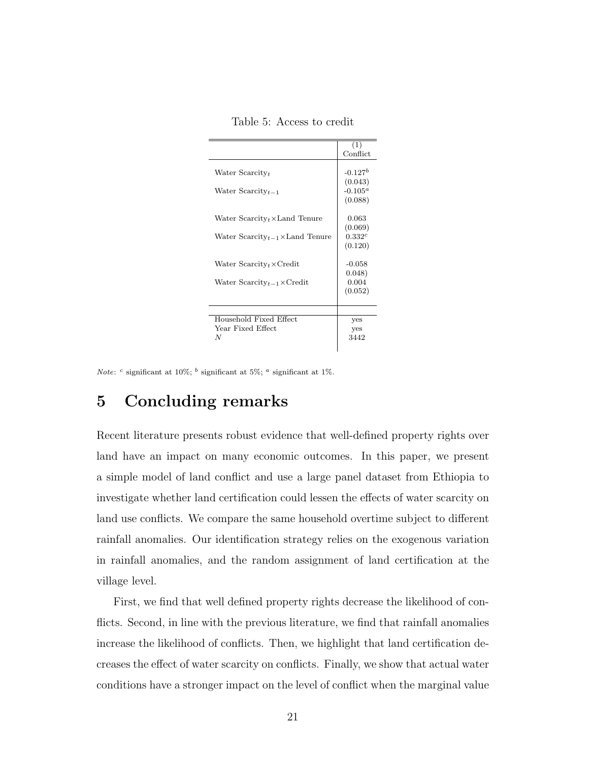Table 5: Access to credit

| | (1) Conflict |
|---|---|
| Water Scarcity$_t$ | -0.127$^b$ |
| | (0.043) |
| Water Scarcity$_{t-1}$ | -0.105$^a$ |
| | (0.088) |
| Water Scarcity$_t$ ×Land Tenure | 0.063 |
| | (0.069) |
| Water Scarcity$_{t-1}$ ×Land Tenure | 0.332$^c$ |
| | (0.120) |
| Water Scarcity$_t$ ×Credit | -0.058 |
| | 0.048) |
| Water Scarcity$_{t-1}$ ×Credit | 0.004 |
| | (0.052) |
| Household Fixed Effect | yes |
| Year Fixed Effect | yes |
| $N$ | 3442 |

*Note*: $^c$ significant at 10%; $^b$ significant at 5%; $^a$ significant at 1%.

# 5 Concluding remarks

Recent literature presents robust evidence that well-defined property rights over land have an impact on many economic outcomes. In this paper, we present a simple model of land conflict and use a large panel dataset from Ethiopia to investigate whether land certification could lessen the effects of water scarcity on land use conflicts. We compare the same household overtime subject to different rainfall anomalies. Our identification strategy relies on the exogenous variation in rainfall anomalies, and the random assignment of land certification at the village level.

First, we find that well defined property rights decrease the likelihood of conflicts. Second, in line with the previous literature, we find that rainfall anomalies increase the likelihood of conflicts. Then, we highlight that land certification decreases the effect of water scarcity on conflicts. Finally, we show that actual water conditions have a stronger impact on the level of conflict when the marginal value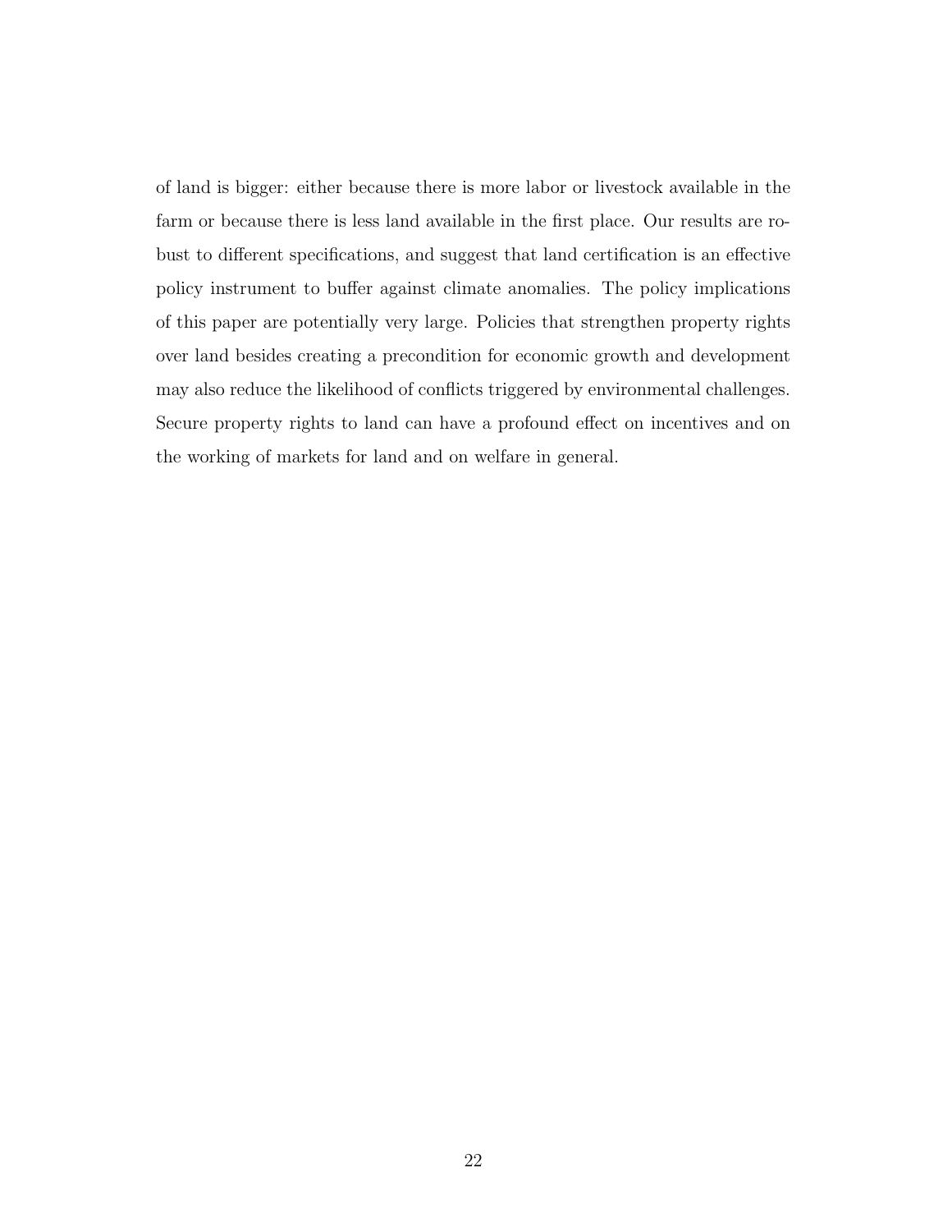of land is bigger: either because there is more labor or livestock available in the farm or because there is less land available in the first place. Our results are robust to different specifications, and suggest that land certification is an effective policy instrument to buffer against climate anomalies. The policy implications of this paper are potentially very large. Policies that strengthen property rights over land besides creating a precondition for economic growth and development may also reduce the likelihood of conflicts triggered by environmental challenges. Secure property rights to land can have a profound effect on incentives and on the working of markets for land and on welfare in general.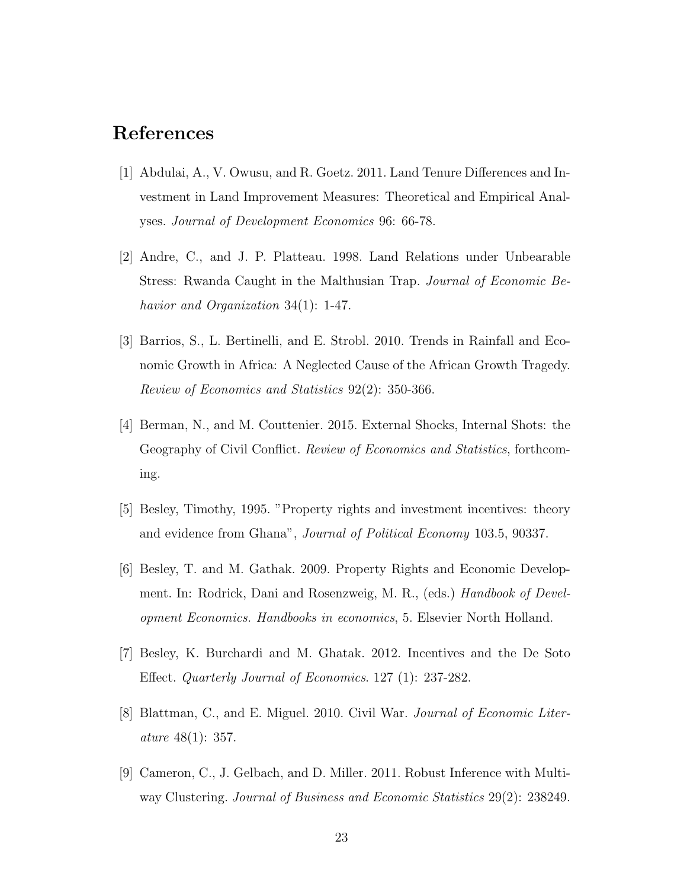# References

[1] Abdulai, A., V. Owusu, and R. Goetz. 2011. Land Tenure Differences and Investment in Land Improvement Measures: Theoretical and Empirical Analyses. *Journal of Development Economics* 96: 66-78.

[2] Andre, C., and J. P. Platteau. 1998. Land Relations under Unbearable Stress: Rwanda Caught in the Malthusian Trap. *Journal of Economic Behavior and Organization* 34(1): 1-47.

[3] Barrios, S., L. Bertinelli, and E. Strobl. 2010. Trends in Rainfall and Economic Growth in Africa: A Neglected Cause of the African Growth Tragedy. *Review of Economics and Statistics* 92(2): 350-366.

[4] Berman, N., and M. Couttenier. 2015. External Shocks, Internal Shots: the Geography of Civil Conflict. *Review of Economics and Statistics*, forthcoming.

[5] Besley, Timothy, 1995. "Property rights and investment incentives: theory and evidence from Ghana", *Journal of Political Economy* 103.5, 90337.

[6] Besley, T. and M. Gathak. 2009. Property Rights and Economic Development. In: Rodrick, Dani and Rosenzweig, M. R., (eds.) *Handbook of Development Economics. Handbooks in economics*, 5. Elsevier North Holland.

[7] Besley, K. Burchardi and M. Ghatak. 2012. Incentives and the De Soto Effect. *Quarterly Journal of Economics*. 127 (1): 237-282.

[8] Blattman, C., and E. Miguel. 2010. Civil War. *Journal of Economic Literature* 48(1): 357.

[9] Cameron, C., J. Gelbach, and D. Miller. 2011. Robust Inference with Multiway Clustering. *Journal of Business and Economic Statistics* 29(2): 238249.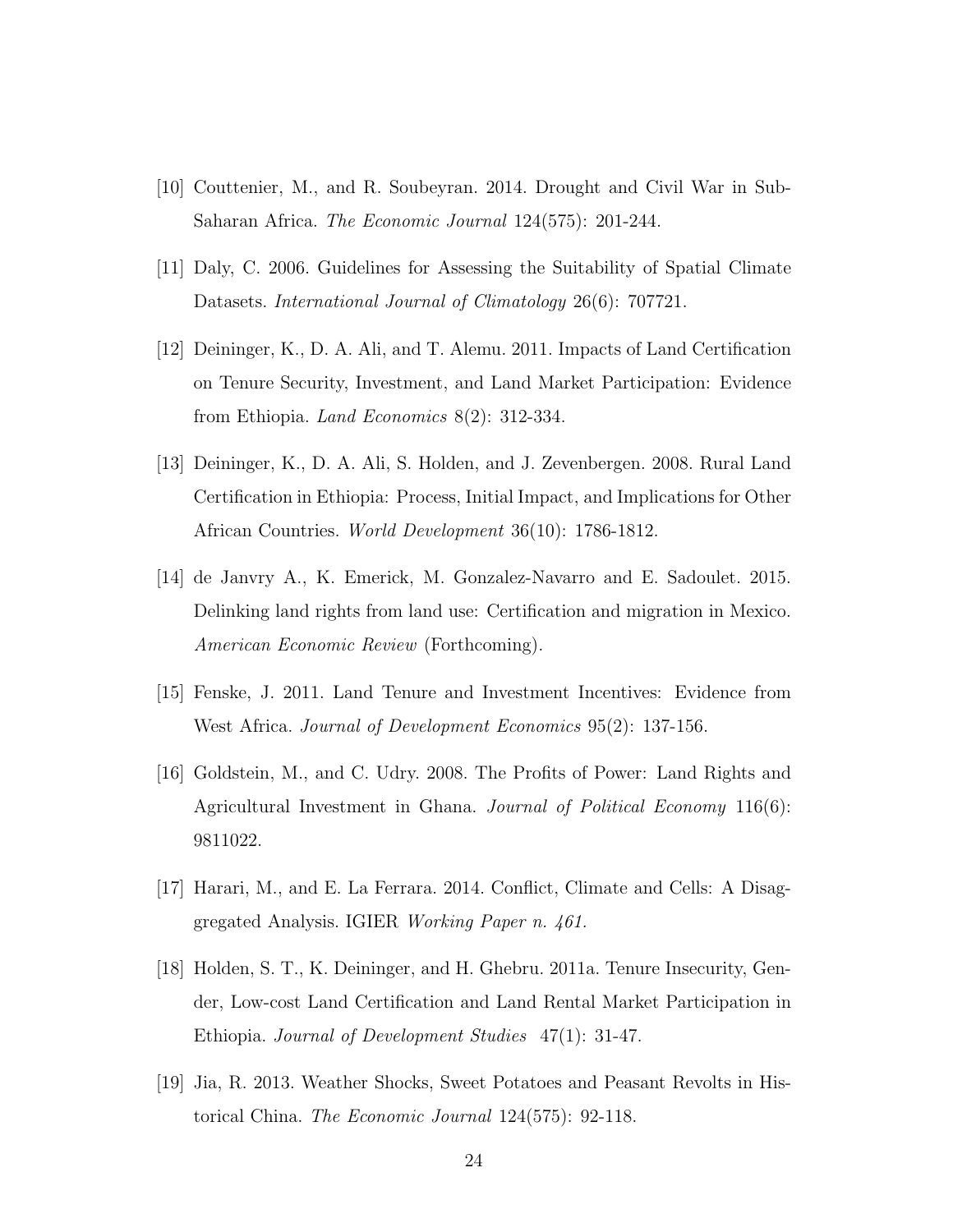[10] Couttenier, M., and R. Soubeyran. 2014. Drought and Civil War in Sub-Saharan Africa. *The Economic Journal* 124(575): 201-244.

[11] Daly, C. 2006. Guidelines for Assessing the Suitability of Spatial Climate Datasets. *International Journal of Climatology* 26(6): 707721.

[12] Deininger, K., D. A. Ali, and T. Alemu. 2011. Impacts of Land Certification on Tenure Security, Investment, and Land Market Participation: Evidence from Ethiopia. *Land Economics* 8(2): 312-334.

[13] Deininger, K., D. A. Ali, S. Holden, and J. Zevenbergen. 2008. Rural Land Certification in Ethiopia: Process, Initial Impact, and Implications for Other African Countries. *World Development* 36(10): 1786-1812.

[14] de Janvry A., K. Emerick, M. Gonzalez-Navarro and E. Sadoulet. 2015. Delinking land rights from land use: Certification and migration in Mexico. *American Economic Review* (Forthcoming).

[15] Fenske, J. 2011. Land Tenure and Investment Incentives: Evidence from West Africa. *Journal of Development Economics* 95(2): 137-156.

[16] Goldstein, M., and C. Udry. 2008. The Profits of Power: Land Rights and Agricultural Investment in Ghana. *Journal of Political Economy* 116(6): 9811022.

[17] Harari, M., and E. La Ferrara. 2014. Conflict, Climate and Cells: A Disaggregated Analysis. IGIER *Working Paper n. 461.*

[18] Holden, S. T., K. Deininger, and H. Ghebru. 2011a. Tenure Insecurity, Gender, Low-cost Land Certification and Land Rental Market Participation in Ethiopia. *Journal of Development Studies* 47(1): 31-47.

[19] Jia, R. 2013. Weather Shocks, Sweet Potatoes and Peasant Revolts in Historical China. *The Economic Journal* 124(575): 92-118.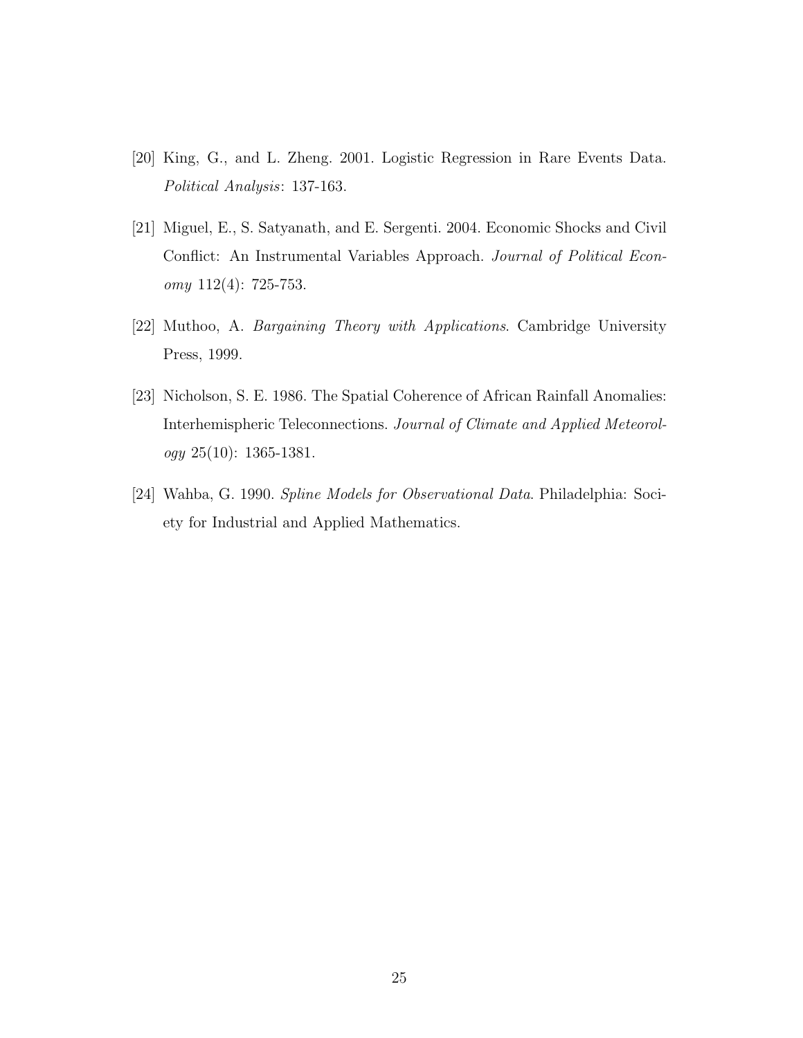[20] King, G., and L. Zheng. 2001. Logistic Regression in Rare Events Data. *Political Analysis*: 137-163.

[21] Miguel, E., S. Satyanath, and E. Sergenti. 2004. Economic Shocks and Civil Conflict: An Instrumental Variables Approach. *Journal of Political Economy* 112(4): 725-753.

[22] Muthoo, A. *Bargaining Theory with Applications*. Cambridge University Press, 1999.

[23] Nicholson, S. E. 1986. The Spatial Coherence of African Rainfall Anomalies: Interhemispheric Teleconnections. *Journal of Climate and Applied Meteorology* 25(10): 1365-1381.

[24] Wahba, G. 1990. *Spline Models for Observational Data*. Philadelphia: Society for Industrial and Applied Mathematics.